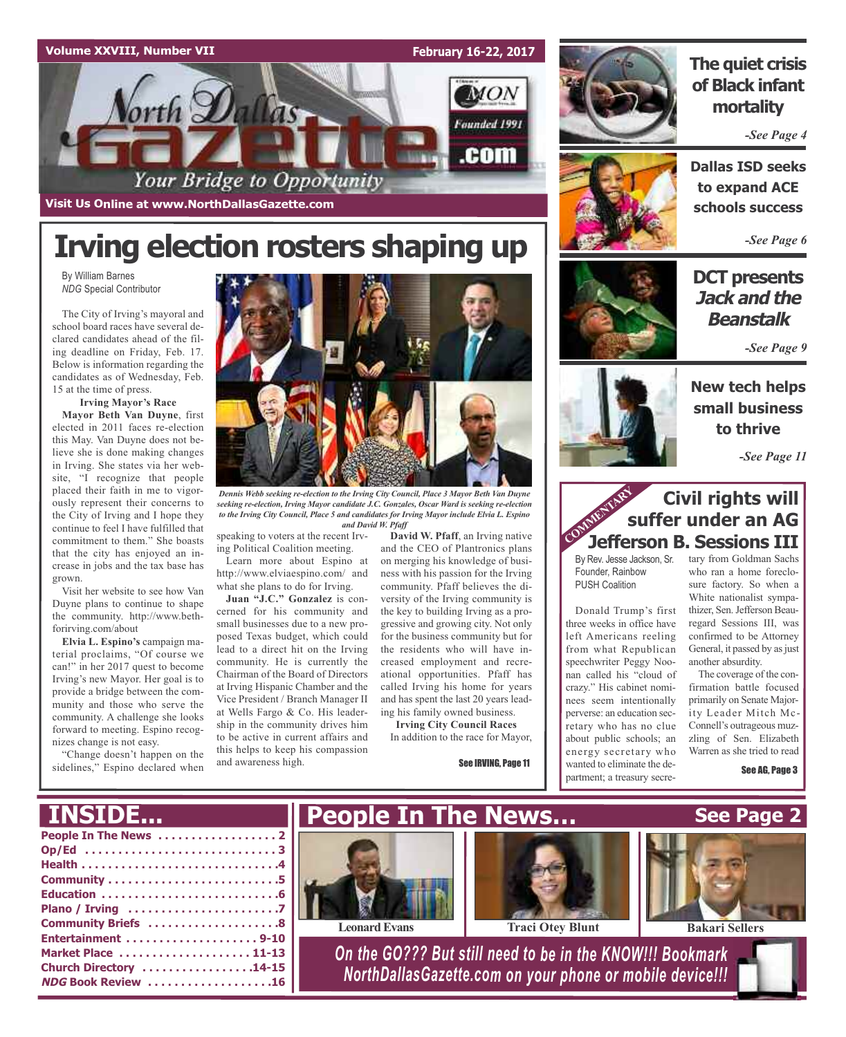Volume XXVIII, Number VII — February 16-22, 2017

# North Dallas Gazette

Founded 1991

Your Bridge to Opportunity

Visit Us Online at www.NorthDallasGazette.com

# Irving election rosters shaping up

By William Barnes
*NDG* Special Contributor

The City of Irving's mayoral and school board races have several declared candidates ahead of the filing deadline on Friday, Feb. 17. Below is information regarding the candidates as of Wednesday, Feb. 15 at the time of press.

**Irving Mayor's Race**

**Mayor Beth Van Duyne**, first elected in 2011 faces re-election this May. Van Duyne does not believe she is done making changes in Irving. She states via her website, "I recognize that people placed their faith in me to vigorously represent their concerns to the City of Irving and I hope they continue to feel I have fulfilled that commitment to them." She boasts that the city has enjoyed an increase in jobs and the tax base has grown.

Visit her website to see how Van Duyne plans to continue to shape the community. http://www.bethforirving.com/about

**Elvia L. Espino's** campaign material proclaims, "Of course we can!" in her 2017 quest to become Irving's new Mayor. Her goal is to provide a bridge between the community and those who serve the community. A challenge she looks forward to meeting. Espino recognizes change is not easy.

"Change doesn't happen on the sidelines," Espino declared when speaking to voters at the recent Irving Political Coalition meeting.

Learn more about Espino at http://www.elviaespino.com/ and what she plans to do for Irving.

**Juan "J.C." Gonzalez** is concerned for his community and small businesses due to a new proposed Texas budget, which could lead to a direct hit on the Irving community. He is currently the Chairman of the Board of Directors at Irving Hispanic Chamber and the Vice President / Branch Manager II at Wells Fargo & Co. His leadership in the community drives him to be active in current affairs and this helps to keep his compassion and awareness high.

**David W. Pfaff**, an Irving native and the CEO of Plantronics plans on merging his knowledge of business with his passion for the Irving community. Pfaff believes the diversity of the Irving community is the key to building Irving as a progressive and growing city. Not only for the business community but for the residents who will have increased employment and recreational opportunities. Pfaff has called Irving his home for years and has spent the last 20 years leading his family owned business.

**Irving City Council Races**

In addition to the race for Mayor,

See IRVING, Page 11

*Dennis Webb seeking re-election to the Irving City Council, Place 3 Mayor Beth Van Duyne seeking re-election, Irving Mayor candidate J.C. Gonzales, Oscar Ward is seeking re-election to the Irving City Council, Place 5 and candidates for Irving Mayor include Elvia L. Espino and David W. Pfaff*

## The quiet crisis of Black infant mortality

*-See Page 4*

## Dallas ISD seeks to expand ACE schools success

*-See Page 6*

## DCT presents *Jack and the Beanstalk*

*-See Page 9*

## New tech helps small business to thrive

*-See Page 11*

COMMENTARY

# Civil rights will suffer under an AG Jefferson B. Sessions III

By Rev. Jesse Jackson, Sr.
Founder, Rainbow PUSH Coalition

Donald Trump's first three weeks in office have left Americans reeling from what Republican speechwriter Peggy Noonan called his "cloud of crazy." His cabinet nominees seem intentionally perverse: an education secretary who has no clue about public schools; an energy secretary who wanted to eliminate the department; a treasury secretary from Goldman Sachs who ran a home foreclosure factory. So when a White nationalist sympathizer, Sen. Jefferson Beauregard Sessions III, was confirmed to be Attorney General, it passed by as just another absurdity.

The coverage of the confirmation battle focused primarily on Senate Majority Leader Mitch McConnell's outrageous muzzling of Sen. Elizabeth Warren as she tried to read

See AG, Page 3

## INSIDE...

- People In The News .................. 2
- Op/Ed .................. 3
- Health .................. 4
- Community .................. 5
- Education .................. 6
- Plano / Irving .................. 7
- Community Briefs .................. 8
- Entertainment .................. 9-10
- Market Place .................. 11-13
- Church Directory .................. 14-15
- *NDG* Book Review .................. 16

## People In The News... See Page 2

Leonard Evans | Traci Otey Blunt | Bakari Sellers

*On the GO??? But still need to be in the KNOW!!! Bookmark NorthDallasGazette.com on your phone or mobile device!!!*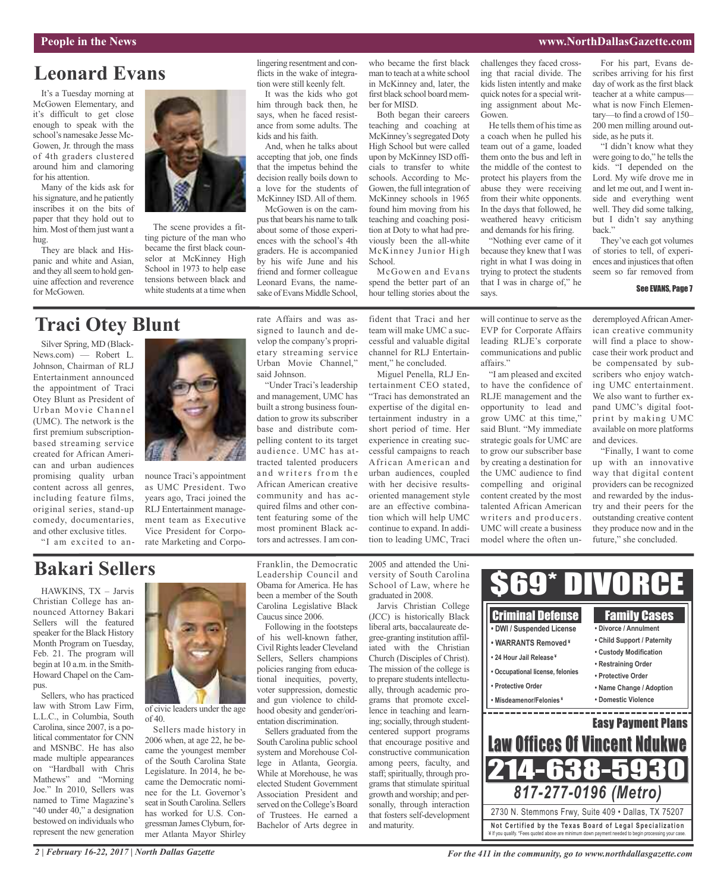## Leonard Evans

It's a Tuesday morning at McGowen Elementary, and it's difficult to get close enough to speak with the school's namesake Jesse McGowen, Jr. through the mass of 4th graders clustered around him and clamoring for his attention.

Many of the kids ask for his signature, and he patiently inscribes it on the bits of paper that they hold out to him. Most of them just want a hug.

They are black and Hispanic and white and Asian, and they all seem to hold genuine affection and reverence for McGowen.

The scene provides a fitting picture of the man who became the first black counselor at McKinney High School in 1973 to help ease tensions between black and white students at a time when lingering resentment and conflicts in the wake of integration were still keenly felt.

It was the kids who got him through back then, he says, when he faced resistance from some adults. The kids and his faith.

And, when he talks about accepting that job, one finds that the impetus behind the decision really boils down to a love for the students of McKinney ISD. All of them.

McGowen is on the campus that bears his name to talk about some of those experiences with the school's 4th graders. He is accompanied by his wife June and his friend and former colleague Leonard Evans, the namesake of Evans Middle School, who became the first black man to teach at a white school in McKinney and, later, the first black school board member for MISD.

Both began their careers teaching and coaching at McKinney's segregated Doty High School but were called upon by McKinney ISD officials to transfer to white schools. According to McGowen, the full integration of McKinney schools in 1965 found him moving from his teaching and coaching position at Doty to what had previously been the all-white McKinney Junior High School.

McGowen and Evans spend the better part of an hour telling stories about the challenges they faced crossing that racial divide. The kids listen intently and make quick notes for a special writing assignment about McGowen.

He tells them of his time as a coach when he pulled his team out of a game, loaded them onto the bus and left in the middle of the contest to protect his players from the abuse they were receiving from their white opponents. In the days that followed, he weathered heavy criticism and demands for his firing.

"Nothing ever came of it because they knew that I was right in what I was doing in trying to protect the students that I was in charge of," he says.

For his part, Evans describes arriving for his first day of work as the first black teacher at a white campus—what is now Finch Elementary—to find a crowd of 150–200 men milling around outside, as he puts it.

"I didn't know what they were going to do," he tells the kids. "I depended on the Lord. My wife drove me in and let me out, and I went inside and everything went well. They did some talking, but I didn't say anything back."

They've each got volumes of stories to tell, of experiences and injustices that often seem so far removed from

**See EVANS, Page 7**

## Traci Otey Blunt

Silver Spring, MD (BlackNews.com) — Robert L. Johnson, Chairman of RLJ Entertainment announced the appointment of Traci Otey Blunt as President of Urban Movie Channel (UMC). The network is the first premium subscription-based streaming service created for African American and urban audiences promising quality urban content across all genres, including feature films, original series, stand-up comedy, documentaries, and other exclusive titles.

"I am excited to announce Traci's appointment as UMC President. Two years ago, Traci joined the RLJ Entertainment management team as Executive Vice President for Corporate Marketing and Corporate Affairs and was assigned to launch and develop the company's proprietary streaming service Urban Movie Channel," said Johnson.

"Under Traci's leadership and management, UMC has built a strong business foundation to grow its subscriber base and distribute compelling content to its target audience. UMC has attracted talented producers and writers from the African American community and has acquired films and other content featuring some of the most prominent Black actors and actresses. I am confident that Traci and her team will make UMC a successful and valuable digital channel for RLJ Entertainment," he concluded.

Miguel Penella, RLJ Entertainment CEO stated, "Traci has demonstrated an expertise of the digital entertainment industry in a short period of time. Her experience in creating successful campaigns to reach African American and urban audiences, coupled with her decisive results-oriented management style are an effective combination which will help UMC continue to expand. In addition to leading UMC, Traci will continue to serve as the EVP for Corporate Affairs leading RLJE's corporate communications and public affairs."

"I am pleased and excited to have the confidence of RLJE management and the opportunity to lead and grow UMC at this time," said Blunt. "My immediate strategic goals for UMC are to grow our subscriber base by creating a destination for the UMC audience to find compelling and original content created by the most talented African American writers and producers. UMC will create a business model where the often underemployed African American creative community will find a place to showcase their work product and be compensated by subscribers who enjoy watching UMC entertainment. We also want to further expand UMC's digital footprint by making UMC available on more platforms and devices.

"Finally, I want to come up with an innovative way that digital content providers can be recognized and rewarded by the industry and their peers for the outstanding creative content they produce now and in the future," she concluded.

## Bakari Sellers

HAWKINS, TX – Jarvis Christian College has announced Attorney Bakari Sellers will the featured speaker for the Black History Month Program on Tuesday, Feb. 21. The program will begin at 10 a.m. in the Smith-Howard Chapel on the Campus.

Sellers, who has practiced law with Strom Law Firm, L.L.C., in Columbia, South Carolina, since 2007, is a political commentator for CNN and MSNBC. He has also made multiple appearances on "Hardball with Chris Mathews" and "Morning Joe." In 2010, Sellers was named to Time Magazine's "40 under 40," a designation bestowed on individuals who represent the new generation of civic leaders under the age of 40.

Sellers made history in 2006 when, at age 22, he became the youngest member of the South Carolina State Legislature. In 2014, he became the Democratic nominee for the Lt. Governor's seat in South Carolina. Sellers has worked for U.S. Congressman James Clyburn, former Atlanta Mayor Shirley Franklin, the Democratic Leadership Council and Obama for America. He has been a member of the South Carolina Legislative Black Caucus since 2006.

Following in the footsteps of his well-known father, Civil Rights leader Cleveland Sellers, Sellers champions policies ranging from educational inequities, poverty, voter suppression, domestic and gun violence to childhood obesity and gender/orientation discrimination.

Sellers graduated from the South Carolina public school system and Morehouse College in Atlanta, Georgia. While at Morehouse, he was elected Student Government Association President and served on the College's Board of Trustees. He earned a Bachelor of Arts degree in 2005 and attended the University of South Carolina School of Law, where he graduated in 2008.

Jarvis Christian College (JCC) is historically Black liberal arts, baccalaureate degree-granting institution affiliated with the Christian Church (Disciples of Christ). The mission of the college is to prepare students intellectually, through academic programs that promote excellence in teaching and learning; socially, through student-centered support programs that encourage positive and constructive communication among peers, faculty, and staff; spiritually, through programs that stimulate spiritual growth and worship; and personally, through interaction that fosters self-development and maturity.

---

# $69* DIVORCE

**Criminal Defense**
- DWI / Suspended License
- WARRANTS Removed ¥
- 24 Hour Jail Release ¥
- Occupational license, felonies
- Protective Order
- Misdeamenor/Felonies ¥

**Family Cases**
- Divorce / Annulment
- Child Support / Paternity
- Custody Modification
- Restraining Order
- Protective Order
- Name Change / Adoption
- Domestic Violence

**Easy Payment Plans**

**Law Offices Of Vincent Ndukwe**

**214-638-5930**

*817-277-0196 (Metro)*

2730 N. Stemmons Frwy, Suite 409 • Dallas, TX 75207

**Not Certified by the Texas Board of Legal Specialization**

¥ If you qualify. *Fees quoted above are minimum down payment needed to begin processing your case.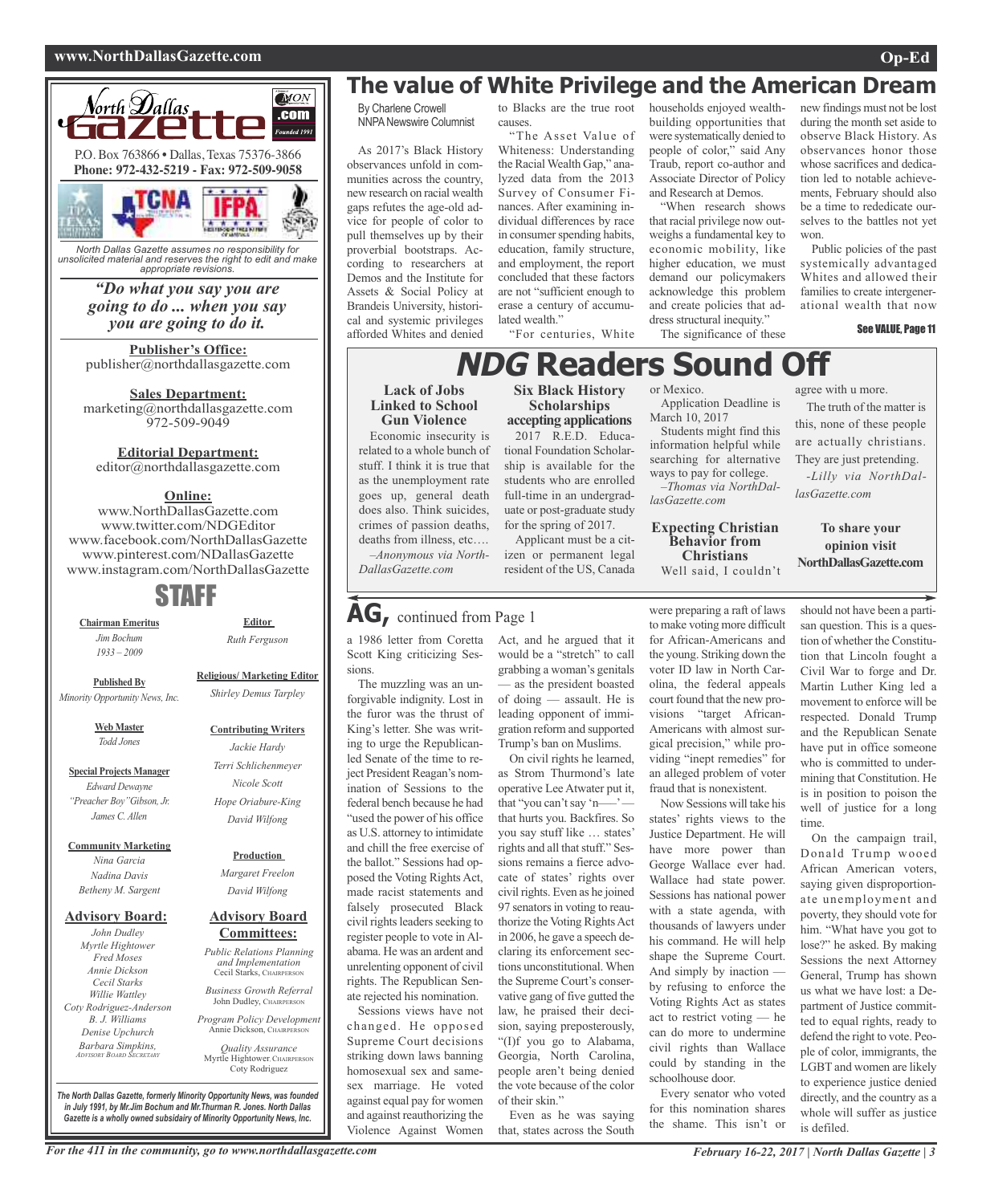# The value of White Privilege and the American Dream

By Charlene Crowell
NNPA Newswire Columnist

As 2017's Black History observances unfold in communities across the country, new research on racial wealth gaps refutes the age-old advice for people of color to pull themselves up by their proverbial bootstraps. According to researchers at Demos and the Institute for Assets & Social Policy at Brandeis University, historical and systemic privileges afforded Whites and denied to Blacks are the true root causes.

"The Asset Value of Whiteness: Understanding the Racial Wealth Gap," analyzed data from the 2013 Survey of Consumer Finances. After examining individual differences by race in consumer spending habits, education, family structure, and employment, the report concluded that these factors are not "sufficient enough to erase a century of accumulated wealth."

"For centuries, White households enjoyed wealth-building opportunities that were systematically denied to people of color," said Any Traub, report co-author and Associate Director of Policy and Research at Demos.

"When research shows that racial privilege now outweighs a fundamental key to economic mobility, like higher education, we must demand our policymakers acknowledge this problem and create policies that address structural inequity."

The significance of these new findings must not be lost during the month set aside to observe Black History. As observances honor those whose sacrifices and dedication led to notable achievements, February should also be a time to rededicate ourselves to the battles not yet won.

Public policies of the past systemically advantaged Whites and allowed their families to create intergenerational wealth that now

See VALUE, Page 11

# *NDG* Readers Sound Off

### Lack of Jobs Linked to School Gun Violence

Economic insecurity is related to a whole bunch of stuff. I think it is true that as the unemployment rate goes up, general death does also. Think suicides, crimes of passion deaths, deaths from illness, etc….

*–Anonymous via NorthDallasGazette.com*

### Six Black History Scholarships accepting applications

2017 R.E.D. Educational Foundation Scholarship is available for the students who are enrolled full-time in an undergraduate or post-graduate study for the spring of 2017.

Applicant must be a citizen or permanent legal resident of the US, Canada or Mexico.

Application Deadline is March 10, 2017

Students might find this information helpful while searching for alternative ways to pay for college.

*–Thomas via NorthDallasGazette.com*

### Expecting Christian Behavior from Christians

Well said, I couldn't agree with u more.

The truth of the matter is this, none of these people are actually christians. They are just pretending.

*-Lilly via NorthDallasGazette.com*

**To share your opinion visit NorthDallasGazette.com**

## AG, continued from Page 1

a 1986 letter from Coretta Scott King criticizing Sessions.

The muzzling was an unforgivable indignity. Lost in the furor was the thrust of King's letter. She was writing to urge the Republican-led Senate of the time to reject President Reagan's nomination of Sessions to the federal bench because he had "used the power of his office as U.S. attorney to intimidate and chill the free exercise of the ballot." Sessions had opposed the Voting Rights Act, made racist statements and falsely prosecuted Black civil rights leaders seeking to register people to vote in Alabama. He was an ardent and unrelenting opponent of civil rights. The Republican Senate rejected his nomination.

Sessions views have not changed. He opposed Supreme Court decisions striking down laws banning homosexual sex and same-sex marriage. He voted against equal pay for women and against reauthorizing the Violence Against Women Act, and he argued that it would be a "stretch" to call grabbing a woman's genitals — as the president boasted of doing — assault. He is leading opponent of immigration reform and supported Trump's ban on Muslims.

On civil rights he learned, as Strom Thurmond's late operative Lee Atwater put it, that "you can't say 'n—–' — that hurts you. Backfires. So you say stuff like … states' rights and all that stuff." Sessions remains a fierce advocate of states' rights over civil rights. Even as he joined 97 senators in voting to reauthorize the Voting Rights Act in 2006, he gave a speech declaring its enforcement sections unconstitutional. When the Supreme Court's conservative gang of five gutted the law, he praised their decision, saying preposterously, "(I)f you go to Alabama, Georgia, North Carolina, people aren't being denied the vote because of the color of their skin."

Even as he was saying that, states across the South were preparing a raft of laws to make voting more difficult for African-Americans and the young. Striking down the voter ID law in North Carolina, the federal appeals court found that the new provisions "target African-Americans with almost surgical precision," while providing "inept remedies" for an alleged problem of voter fraud that is nonexistent.

Now Sessions will take his states' rights views to the Justice Department. He will have more power than George Wallace ever had. Wallace had state power. Sessions has national power with a state agenda, with thousands of lawyers under his command. He will help shape the Supreme Court. And simply by inaction — by refusing to enforce the Voting Rights Act as states act to restrict voting — he can do more to undermine civil rights than Wallace could by standing in the schoolhouse door.

Every senator who voted for this nomination shares the shame. This isn't or should not have been a partisan question. This is a question of whether the Constitution that Lincoln fought a Civil War to forge and Dr. Martin Luther King led a movement to enforce will be respected. Donald Trump and the Republican Senate have put in office someone who is committed to undermining that Constitution. He is in position to poison the well of justice for a long time.

On the campaign trail, Donald Trump wooed African American voters, saying given disproportionate unemployment and poverty, they should vote for him. "What have you got to lose?" he asked. By making Sessions the next Attorney General, Trump has shown us what we have lost: a Department of Justice committed to equal rights, ready to defend the right to vote. People of color, immigrants, the LGBT and women are likely to experience justice denied directly, and the country as a whole will suffer as justice is defiled.

---

**North Dallas Gazette**

P.O. Box 763866 • Dallas, Texas 75376-3866
**Phone: 972-432-5219 - Fax: 972-509-9058**

*North Dallas Gazette assumes no responsibility for unsolicited material and reserves the right to edit and make appropriate revisions.*

***"Do what you say you are going to do ... when you say you are going to do it.***

**Publisher's Office:**
publisher@northdallasgazette.com

**Sales Department:**
marketing@northdallasgazette.com
972-509-9049

**Editorial Department:**
editor@northdallasgazette.com

**Online:**
www.NorthDallasGazette.com
www.twitter.com/NDGEditor
www.facebook.com/NorthDallasGazette
www.pinterest.com/NDallasGazette
www.instagram.com/NorthDallasGazette

## STAFF

**Chairman Emeritus**
*Jim Bochum 1933 – 2009*

**Published By**
*Minority Opportunity News, Inc.*

**Web Master**
*Todd Jones*

**Special Projects Manager**
*Edward Dewayne "Preacher Boy" Gibson, Jr.*
*James C. Allen*

**Community Marketing**
*Nina Garcia*
*Nadina Davis*
*Betheny M. Sargent*

**Advisory Board:**
*John Dudley*
*Myrtle Hightower*
*Fred Moses*
*Annie Dickson*
*Cecil Starks*
*Willie Wattley*
*Coty Rodriguez-Anderson*
*B. J. Williams*
*Denise Upchurch*
*Barbara Simpkins, Advisory Board Secretary*

**Editor**
*Ruth Ferguson*

**Religious/ Marketing Editor**
*Shirley Demus Tarpley*

**Contributing Writers**
*Jackie Hardy*
*Terri Schlichenmeyer*
*Nicole Scott*
*Hope Oriabure-King*
*David Wilfong*

**Production**
*Margaret Freelon*
*David Wilfong*

**Advisory Board Committees:**

*Public Relations Planning and Implementation*
Cecil Starks, Chairperson

*Business Growth Referral*
John Dudley, Chairperson

*Program Policy Development*
Annie Dickson, Chairperson

*Quality Assurance*
Myrtle Hightower, Chairperson
Coty Rodriguez

*The North Dallas Gazette, formerly Minority Opportunity News, was founded in July 1991, by Mr.Jim Bochum and Mr.Thurman R. Jones. North Dallas Gazette is a wholly owned subsidairy of Minority Opportunity News, Inc.*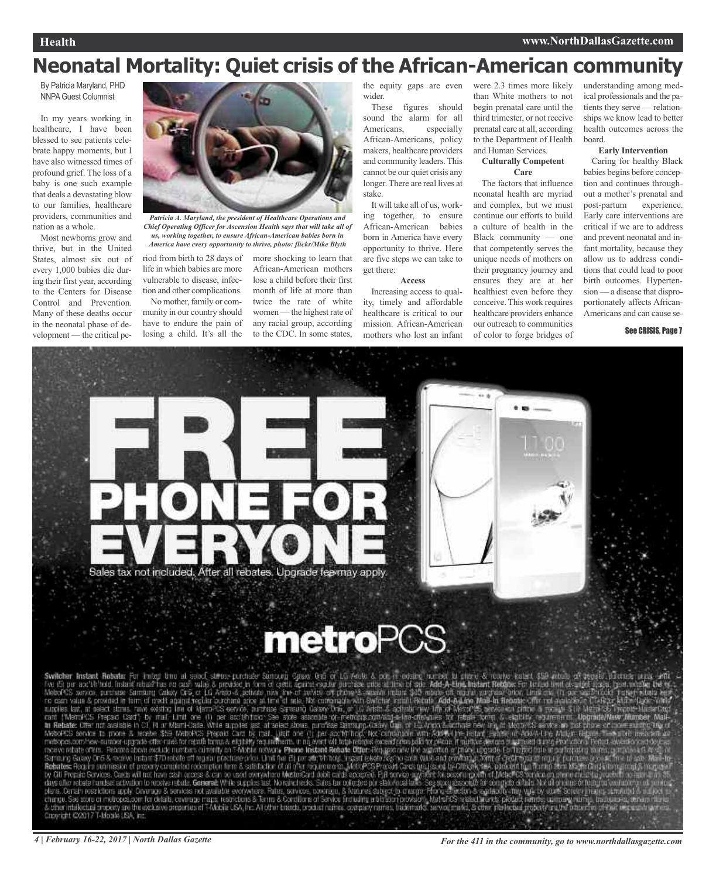# Neonatal Mortality: Quiet crisis of the African-American community

By Patricia Maryland, PHD
NNPA Guest Columnist

In my years working in healthcare, I have been blessed to see patients celebrate happy moments, but I have also witnessed times of profound grief. The loss of a baby is one such example that deals a devastating blow to our families, healthcare providers, communities and nation as a whole.

Most newborns grow and thrive, but in the United States, almost six out of every 1,000 babies die during their first year, according to the Centers for Disease Control and Prevention. Many of these deaths occur in the neonatal phase of development — the critical period from birth to 28 days of life in which babies are more vulnerable to disease, infection and other complications.

*Patricia A. Maryland, the president of Healthcare Operations and Chief Operating Officer for Ascension Health says that will take all of us, working together, to ensure African-American babies born in America have every opportunity to thrive, photo: flickr/Mike Blyth*

No mother, family or community in our country should have to endure the pain of losing a child. It's all the more shocking to learn that African-American mothers lose a child before their first month of life at more than twice the rate of white women — the highest rate of any racial group, according to the CDC. In some states, the equity gaps are even wider.

These figures should sound the alarm for all Americans, especially African-Americans, policy makers, healthcare providers and community leaders. This cannot be our quiet crisis any longer. There are real lives at stake.

It will take all of us, working together, to ensure African-American babies born in America have every opportunity to thrive. Here are five steps we can take to get there:

**Access**

Increasing access to quality, timely and affordable healthcare is critical to our mission. African-American mothers who lost an infant were 2.3 times more likely than White mothers to not begin prenatal care until the third trimester, or not receive prenatal care at all, according to the Department of Health and Human Services.

**Culturally Competent Care**

The factors that influence neonatal health are myriad and complex, but we must continue our efforts to build a culture of health in the Black community — one that competently serves the unique needs of mothers on their pregnancy journey and ensures they are at her healthiest even before they conceive. This work requires healthcare providers enhance our outreach to communities of color to forge bridges of understanding among medical professionals and the patients they serve — relationships we know lead to better health outcomes across the board.

**Early Intervention**

Caring for healthy Black babies begins before conception and continues throughout a mother's prenatal and post-partum experience. Early care interventions are critical if we are to address and prevent neonatal and infant mortality, because they allow us to address conditions that could lead to poor birth outcomes. Hypertension — a disease that disproportionately affects African-Americans and can cause se-

See CRISIS, Page 7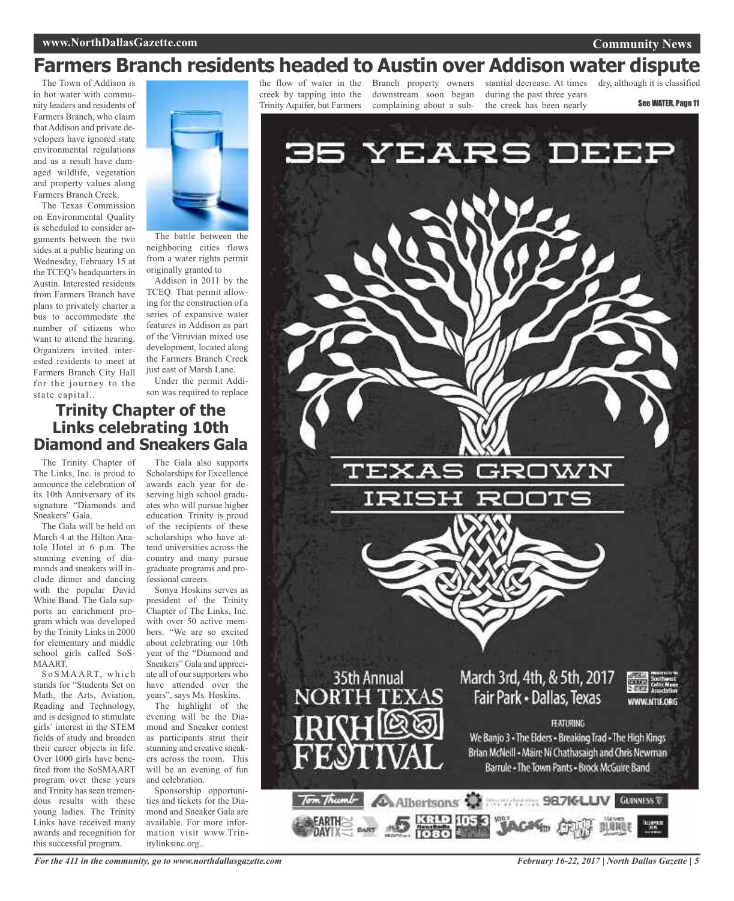# Farmers Branch residents headed to Austin over Addison water dispute

The Town of Addison is in hot water with community leaders and residents of Farmers Branch, who claim that Addison and private developers have ignored state environmental regulations and as a result have damaged wildlife, vegetation and property values along Farmers Branch Creek.

The Texas Commission on Environmental Quality is scheduled to consider arguments between the two sides at a public hearing on Wednesday, February 15 at the TCEQ's headquarters in Austin. Interested residents from Farmers Branch have plans to privately charter a bus to accommodate the number of citizens who want to attend the hearing. Organizers invited interested residents to meet at Farmers Branch City Hall for the journey to the state capital..

The battle between the neighboring cities flows from a water rights permit originally granted to Addison in 2011 by the TCEQ. That permit allowing for the construction of a series of expansive water features in Addison as part of the Vitruvian mixed use development, located along the Farmers Branch Creek just east of Marsh Lane.

Under the permit Addison was required to replace the flow of water in the creek by tapping into the Trinity Aquifer, but Farmers Branch property owners downstream soon began complaining about a substantial decrease. At times during the past three years the creek has been nearly dry, although it is classified

See WATER, Page 11

## Trinity Chapter of the Links celebrating 10th Diamond and Sneakers Gala

The Trinity Chapter of The Links, Inc. is proud to announce the celebration of its 10th Anniversary of its signature "Diamonds and Sneakers" Gala.

The Gala will be held on March 4 at the Hilton Anatole Hotel at 6 p.m. The stunning evening of diamonds and sneakers will include dinner and dancing with the popular David White Band. The Gala supports an enrichment program which was developed by the Trinity Links in 2000 for elementary and middle school girls called SoS-MAART.

SoSMAART, which stands for "Students Set on Math, the Arts, Aviation, Reading and Technology, and is designed to stimulate girls' interest in the STEM fields of study and broaden their career objects in life. Over 1000 girls have benefited from the SoSMAART program over these years and Trinity has seen tremendous results with these young ladies. The Trinity Links have received many awards and recognition for this successful program.

The Gala also supports Scholarships for Excellence awards each year for deserving high school graduates who will pursue higher education. Trinity is proud of the recipients of these scholarships who have attend universities across the country and many pursue graduate programs and professional careers.

Sonya Hoskins serves as president of the Trinity Chapter of The Links, Inc. with over 50 active members. "We are so excited about celebrating our 10th year of the "Diamond and Sneakers" Gala and appreciate all of our supporters who have attended over the years", says Ms. Hoskins.

The highlight of the evening will be the Diamond and Sneaker contest as participants strut their stunning and creative sneakers across the room. This will be an evening of fun and celebration.

Sponsorship opportunities and tickets for the Diamond and Sneaker Gala are available. For more information visit www.Trinitylinksinc.org..

35 YEARS DEEP

TEXAS GROWN IRISH ROOTS

35th Annual NORTH TEXAS IRISH FESTIVAL

March 3rd, 4th, & 5th, 2017
Fair Park • Dallas, Texas

WWW.NTIF.ORG

FEATURING

We Banjo 3 • The Elders • Breaking Trad • The High Kings
Brian McNeill • Máire Ní Chathasaigh and Chris Newman
Barrule • The Town Pants • Brock McGuire Band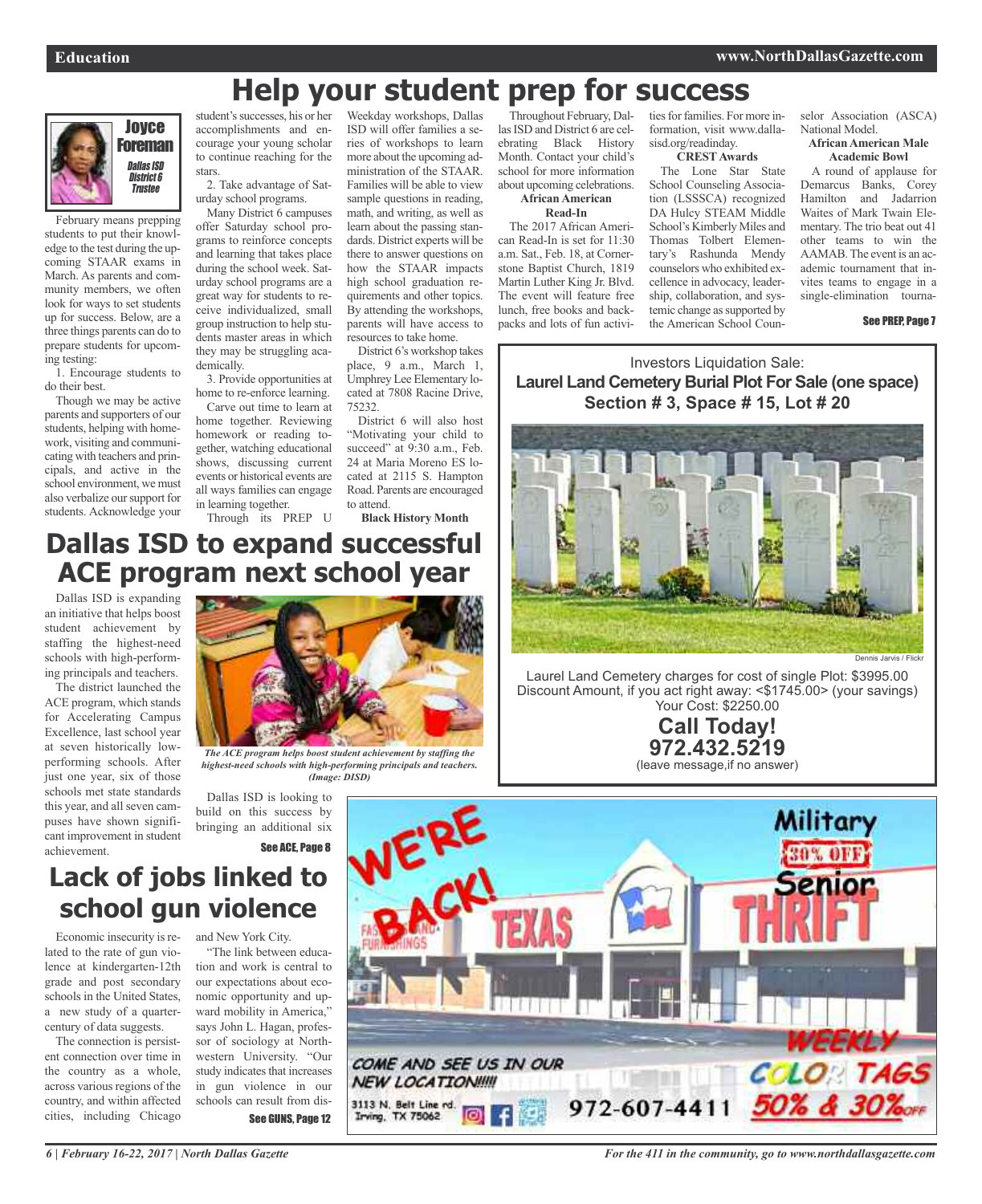# Help your student prep for success

**Joyce Foreman**
*Dallas ISD District 6 Trustee*

February means prepping students to put their knowledge to the test during the upcoming STAAR exams in March. As parents and community members, we often look for ways to set students up for success. Below, are a three things parents can do to prepare students for upcoming testing:

1. Encourage students to do their best.

Though we may be active parents and supporters of our students, helping with homework, visiting and communicating with teachers and principals, and active in the school environment, we must also verbalize our support for students. Acknowledge your student's successes, his or her accomplishments and encourage your young scholar to continue reaching for the stars.

2. Take advantage of Saturday school programs.

Many District 6 campuses offer Saturday school programs to reinforce concepts and learning that takes place during the school week. Saturday school programs are a great way for students to receive individualized, small group instruction to help students master areas in which they may be struggling academically.

3. Provide opportunities at home to re-enforce learning.

Carve out time to learn at home together. Reviewing homework or reading together, watching educational shows, discussing current events or historical events are all ways families can engage in learning together.

Through its PREP U Weekday workshops, Dallas ISD will offer families a series of workshops to learn more about the upcoming administration of the STAAR. Families will be able to view sample questions in reading, math, and writing, as well as learn about the passing standards. District experts will be there to answer questions on how the STAAR impacts high school graduation requirements and other topics. By attending the workshops, parents will have access to resources to take home.

District 6's workshop takes place, 9 a.m., March 1, Umphrey Lee Elementary located at 7808 Racine Drive, 75232.

District 6 will also host "Motivating your child to succeed" at 9:30 a.m., Feb. 24 at Maria Moreno ES located at 2115 S. Hampton Road. Parents are encouraged to attend.

**Black History Month**

Throughout February, Dallas ISD and District 6 are celebrating Black History Month. Contact your child's school for more information about upcoming celebrations.

**African American Read-In**

The 2017 African American Read-In is set for 11:30 a.m. Sat., Feb. 18, at Cornerstone Baptist Church, 1819 Martin Luther King Jr. Blvd. The event will feature free lunch, free books and backpacks and lots of fun activities for families. For more information, visit www.dallasisd.org/readinday.

**CREST Awards**

The Lone Star State School Counseling Association (LSSSCA) recognized DA Hulcy STEAM Middle School's Kimberly Miles and Thomas Tolbert Elementary's Rashunda Mendy counselors who exhibited excellence in advocacy, leadership, collaboration, and systemic change as supported by the American School Counselor Association (ASCA) National Model.

**African American Male Academic Bowl**

A round of applause for Demarcus Banks, Corey Hamilton and Jadarrion Waites of Mark Twain Elementary. The trio beat out 41 other teams to win the AAMAB. The event is an academic tournament that invites teams to engage in a single-elimination tourna-

**See PREP, Page 7**

Investors Liquidation Sale:
**Laurel Land Cemetery Burial Plot For Sale (one space)**
**Section # 3, Space # 15, Lot # 20**

Dennis Jarvis / Flickr

Laurel Land Cemetery charges for cost of single Plot: $3995.00
Discount Amount, if you act right away: <$1745.00> (your savings)
Your Cost: $2250.00

**Call Today!**
**972.432.5219**
(leave message,if no answer)

# Dallas ISD to expand successful ACE program next school year

Dallas ISD is expanding an initiative that helps boost student achievement by staffing the highest-need schools with high-performing principals and teachers.

The district launched the ACE program, which stands for Accelerating Campus Excellence, last school year at seven historically low-performing schools. After just one year, six of those schools met state standards this year, and all seven campuses have shown significant improvement in student achievement.

*The ACE program helps boost student achievement by staffing the highest-need schools with high-performing principals and teachers. (Image: DISD)*

Dallas ISD is looking to build on this success by bringing an additional six

**See ACE, Page 8**

# Lack of jobs linked to school gun violence

Economic insecurity is related to the rate of gun violence at kindergarten-12th grade and post secondary schools in the United States, a new study of a quarter-century of data suggests.

The connection is persistent connection over time in the country as a whole, across various regions of the country, and within affected cities, including Chicago and New York City.

"The link between education and work is central to our expectations about economic opportunity and upward mobility in America," says John L. Hagan, professor of sociology at Northwestern University. "Our study indicates that increases in gun violence in our schools can result from dis-

**See GUNS, Page 12**

WE'RE BACK! TEXAS Military 30% OFF Senior THRIFT
COME AND SEE US IN OUR NEW LOCATION!!!!!
3113 N. Belt Line rd. Irving, TX 75062
972-607-4411
WEEKLY COLOR TAGS 50% & 30% OFF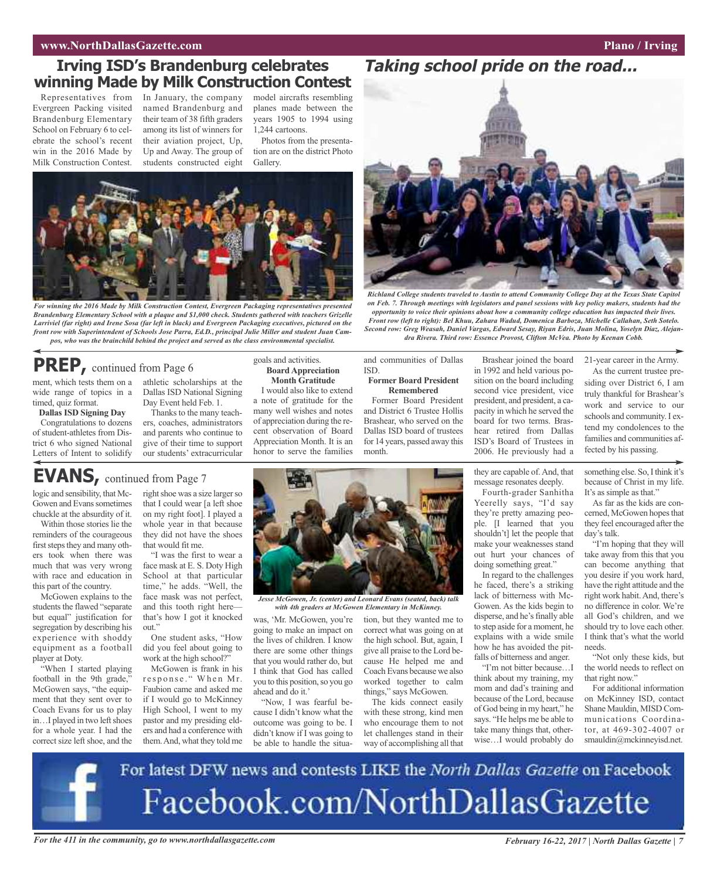## Irving ISD's Brandenburg celebrates winning Made by Milk Construction Contest

Representatives from Evergreen Packing visited Brandenburg Elementary School on February 6 to celebrate the school's recent win in the 2016 Made by Milk Construction Contest.

In January, the company named Brandenburg and their team of 38 fifth graders among its list of winners for their aviation project, Up, Up and Away. The group of students constructed eight model aircrafts resembling planes made between the years 1905 to 1994 using 1,244 cartoons.

Photos from the presentation are on the district Photo Gallery.

*For winning the 2016 Made by Milk Construction Contest, Evergreen Packaging representatives presented Brandenburg Elementary School with a plaque and $1,000 check. Students gathered with teachers Grizelle Larriviel (far right) and Irene Sosa (far left in black) and Evergreen Packaging executives, pictured on the front row with Superintendent of Schools Jose Parra, Ed.D., principal Julie Miller and student Juan Campos, who was the brainchild behind the project and served as the class environmental specialist.*

## Taking school pride on the road...

*Richland College students traveled to Austin to attend Community College Day at the Texas State Capitol on Feb. 7. Through meetings with legislators and panel sessions with key policy makers, students had the opportunity to voice their opinions about how a community college education has impacted their lives. Front row (left to right): Bel Khuu, Zahara Wadud, Domenica Barboza, Michelle Callahan, Seth Sotelo. Second row: Greg Weasah, Daniel Vargas, Edward Sesay, Riyan Edris, Juan Molina, Yoselyn Diaz, Alejandra Rivera. Third row: Essence Provost, Clifton McVea. Photo by Keenan Cobb.*

## PREP, continued from Page 6

ment, which tests them on a wide range of topics in a timed, quiz format.

**Dallas ISD Signing Day**

Congratulations to dozens of student-athletes from District 6 who signed National Letters of Intent to solidify athletic scholarships at the Dallas ISD National Signing Day Event held Feb. 1.

Thanks to the many teachers, coaches, administrators and parents who continue to give of their time to support our students' extracurricular goals and activities.

**Board Appreciation Month Gratitude**

I would also like to extend a note of gratitude for the many well wishes and notes of appreciation during the recent observation of Board Appreciation Month. It is an honor to serve the families and communities of Dallas ISD.

**Former Board President Remembered**

Former Board President and District 6 Trustee Hollis Brashear, who served on the Dallas ISD board of trustees for 14 years, passed away this month.

Brashear joined the board in 1992 and held various position on the board including second vice president, vice president, and president, a capacity in which he served the board for two terms. Brashear retired from Dallas ISD's Board of Trustees in 2006. He previously had a 21-year career in the Army.

As the current trustee presiding over District 6, I am truly thankful for Brashear's work and service to our schools and community. I extend my condolences to the families and communities affected by his passing.

## EVANS, continued from Page 7

logic and sensibility, that McGowen and Evans sometimes chuckle at the absurdity of it.

Within those stories lie the reminders of the courageous first steps they and many others took when there was much that was very wrong with race and education in this part of the country.

McGowen explains to the students the flawed "separate but equal" justification for segregation by describing his experience with shoddy equipment as a football player at Doty.

"When I started playing football in the 9th grade," McGowen says, "the equipment that they sent over to Coach Evans for us to play in…I played in two left shoes for a whole year. I had the correct size left shoe, and the right shoe was a size larger so that I could wear [a left shoe on my right foot]. I played a whole year in that because they did not have the shoes that would fit me.

"I was the first to wear a face mask at E. S. Doty High School at that particular time," he adds. "Well, the face mask was not perfect, and this tooth right here—that's how I got it knocked out."

One student asks, "How did you feel about going to work at the high school?"

McGowen is frank in his response. "When Mr. Faubion came and asked me if I would go to McKinney High School, I went to my pastor and my presiding elders and had a conference with them. And, what they told me was, 'Mr. McGowen, you're going to make an impact on the lives of children. I know there are some other things that you would rather do, but I think that God has called you to this position, so you go ahead and do it.'

"Now, I was fearful because I didn't know what the outcome was going to be. I didn't know if I was going to be able to handle the situation, but they wanted me to correct what was going on at the high school. But, again, I give all praise to the Lord because He helped me and Coach Evans because we also worked together to calm things," says McGowen.

*Jesse McGowen, Jr. (center) and Leonard Evans (seated, back) talk with 4th graders at McGowen Elementary in McKinney.*

The kids connect easily with these strong, kind men who encourage them to not let challenges stand in their way of accomplishing all that they are capable of. And, that message resonates deeply.

Fourth-grader Sanhitha Yeerelly says, "I'd say they're pretty amazing people. [I learned that you shouldn't] let the people that make your weaknesses stand out hurt your chances of doing something great."

In regard to the challenges he faced, there's a striking lack of bitterness with McGowen. As the kids begin to disperse, and he's finally able to step aside for a moment, he explains with a wide smile how he has avoided the pitfalls of bitterness and anger.

"I'm not bitter because…I think about my training, my mom and dad's training and because of the Lord, because of God being in my heart," he says. "He helps me be able to take many things that, otherwise…I would probably do something else. So, I think it's because of Christ in my life. It's as simple as that."

As far as the kids are concerned, McGowen hopes that they feel encouraged after the day's talk.

"I'm hoping that they will take away from this that you can become anything that you desire if you work hard, have the right attitude and the right work habit. And, there's no difference in color. We're all God's children, and we should try to love each other. I think that's what the world needs.

"Not only these kids, but the world needs to reflect on that right now."

For additional information on McKinney ISD, contact Shane Mauldin, MISD Communications Coordinator, at 469-302-4007 or smauldin@mckinneyisd.net.

For latest DFW news and contests LIKE the *North Dallas Gazette* on Facebook

Facebook.com/NorthDallasGazette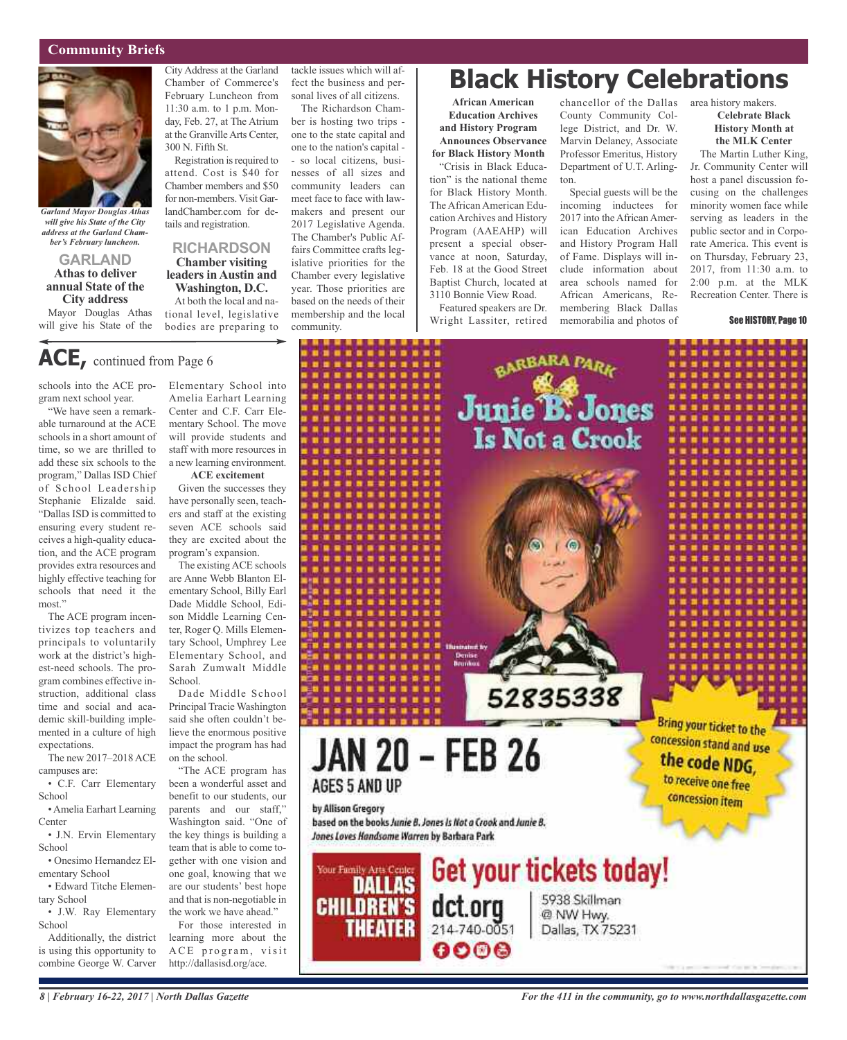## Community Briefs

*Garland Mayor Douglas Athas will give his State of the City address at the Garland Chamber's February luncheon.*

### GARLAND

**Athas to deliver annual State of the City address**

Mayor Douglas Athas will give his State of the City Address at the Garland Chamber of Commerce's February Luncheon from 11:30 a.m. to 1 p.m. Monday, Feb. 27, at The Atrium at the Granville Arts Center, 300 N. Fifth St.

Registration is required to attend. Cost is $40 for Chamber members and $50 for non-members. Visit GarlandChamber.com for details and registration.

### RICHARDSON

**Chamber visiting leaders in Austin and Washington, D.C.**

At both the local and national level, legislative bodies are preparing to tackle issues which will affect the business and personal lives of all citizens.

The Richardson Chamber is hosting two trips - one to the state capital and one to the nation's capital - - so local citizens, businesses of all sizes and community leaders can meet face to face with lawmakers and present our 2017 Legislative Agenda. The Chamber's Public Affairs Committee crafts legislative priorities for the Chamber every legislative year. Those priorities are based on the needs of their membership and the local community.

# Black History Celebrations

**African American Education Archives and History Program Announces Observance for Black History Month**

"Crisis in Black Education" is the national theme for Black History Month. The African American Education Archives and History Program (AAEAHP) will present a special observance at noon, Saturday, Feb. 18 at the Good Street Baptist Church, located at 3110 Bonnie View Road.

Featured speakers are Dr. Wright Lassiter, retired chancellor of the Dallas County Community College District, and Dr. W. Marvin Delaney, Associate Professor Emeritus, History Department of U.T. Arlington.

Special guests will be the incoming inductees for 2017 into the African American Education Archives and History Program Hall of Fame. Displays will include information about area schools named for African Americans, Remembering Black Dallas memorabilia and photos of area history makers.

**Celebrate Black History Month at the MLK Center**

The Martin Luther King, Jr. Community Center will host a panel discussion focusing on the challenges minority women face while serving as leaders in the public sector and in Corporate America. This event is on Thursday, February 23, 2017, from 11:30 a.m. to 2:00 p.m. at the MLK Recreation Center. There is

See HISTORY, Page 10

## ACE, continued from Page 6

schools into the ACE program next school year.

"We have seen a remarkable turnaround at the ACE schools in a short amount of time, so we are thrilled to add these six schools to the program," Dallas ISD Chief of School Leadership Stephanie Elizalde said. "Dallas ISD is committed to ensuring every student receives a high-quality education, and the ACE program provides extra resources and highly effective teaching for schools that need it the most."

The ACE program incentivizes top teachers and principals to voluntarily work at the district's highest-need schools. The program combines effective instruction, additional class time and social and academic skill-building implemented in a culture of high expectations.

The new 2017–2018 ACE campuses are:

- C.F. Carr Elementary School
- Amelia Earhart Learning Center
- J.N. Ervin Elementary School
- Onesimo Hernandez Elementary School
- Edward Titche Elementary School
- J.W. Ray Elementary School

Additionally, the district is using this opportunity to combine George W. Carver Elementary School into Amelia Earhart Learning Center and C.F. Carr Elementary School. The move will provide students and staff with more resources in a new learning environment.

**ACE excitement**

Given the successes they have personally seen, teachers and staff at the existing seven ACE schools said they are excited about the program's expansion.

The existing ACE schools are Anne Webb Blanton Elementary School, Billy Earl Dade Middle School, Edison Middle Learning Center, Roger Q. Mills Elementary School, Umphrey Lee Elementary School, and Sarah Zumwalt Middle School.

Dade Middle School Principal Tracie Washington said she often couldn't believe the enormous positive impact the program has had on the school.

"The ACE program has been a wonderful asset and benefit to our students, our parents and our staff," Washington said. "One of the key things is building a team that is able to come together with one vision and one goal, knowing that we are our students' best hope and that is non-negotiable in the work we have ahead."

For those interested in learning more about the ACE program, visit http://dallasisd.org/ace.

---

BARBARA PARK

**Junie B. Jones Is Not a Crook**

Illustrated by Denise Brunkus

52835338

**JAN 20 – FEB 26**

AGES 5 AND UP

by Allison Gregory

based on the books *Junie B. Jones Is Not a Crook* and *Junie B. Jones Loves Handsome Warren* by Barbara Park

Bring your ticket to the concession stand and use **the code NDG,** to receive one free concession item

Your Family Arts Center **DALLAS CHILDREN'S THEATER**

**Get your tickets today!**

dct.org
214-740-0051

5938 Skillman
@ NW Hwy.
Dallas, TX 75231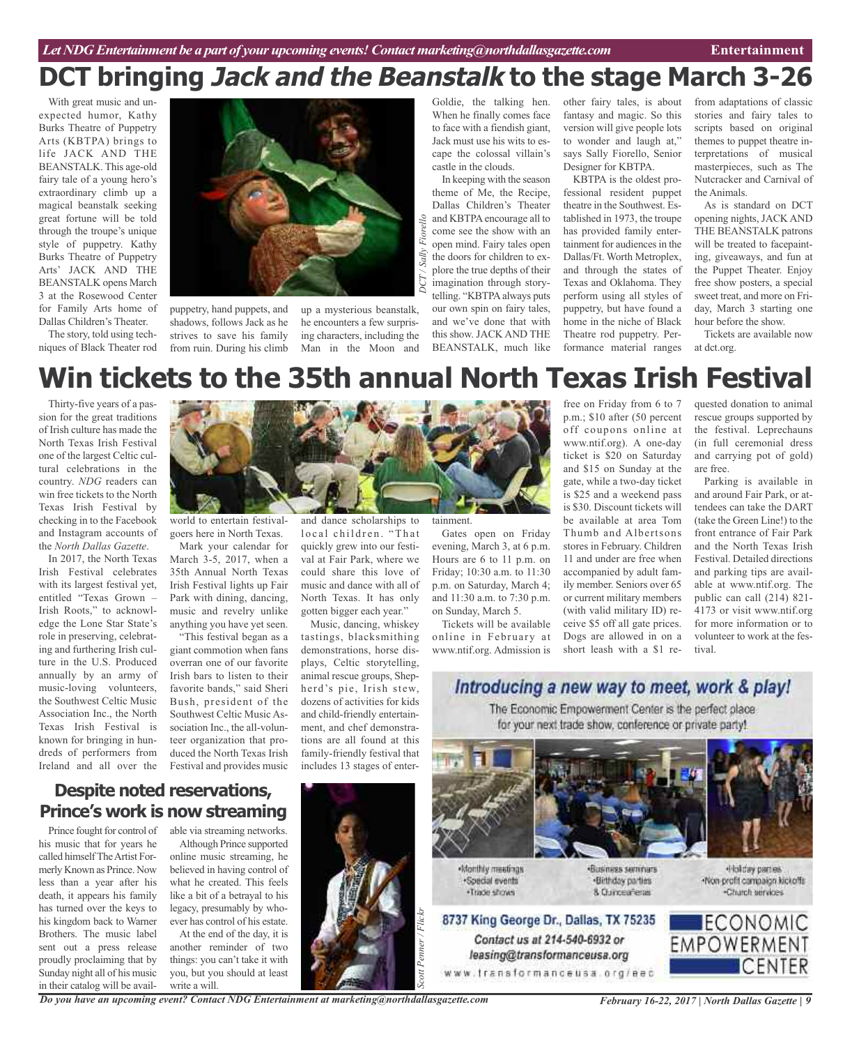# DCT bringing *Jack and the Beanstalk* to the stage March 3-26

With great music and unexpected humor, Kathy Burks Theatre of Puppetry Arts (KBTPA) brings to life JACK AND THE BEANSTALK. This age-old fairy tale of a young hero's extraordinary climb up a magical beanstalk seeking great fortune will be told through the troupe's unique style of puppetry. Kathy Burks Theatre of Puppetry Arts' JACK AND THE BEANSTALK opens March 3 at the Rosewood Center for Family Arts home of Dallas Children's Theater.

The story, told using techniques of Black Theater rod puppetry, hand puppets, and shadows, follows Jack as he strives to save his family from ruin. During his climb up a mysterious beanstalk, he encounters a few surprising characters, including the Man in the Moon and Goldie, the talking hen. When he finally comes face to face with a fiendish giant, Jack must use his wits to escape the colossal villain's castle in the clouds.

*DCT / Sally Fiorello*

In keeping with the season theme of Me, the Recipe, Dallas Children's Theater and KBTPA encourage all to come see the show with an open mind. Fairy tales open the doors for children to explore the true depths of their imagination through storytelling. "KBTPA always puts our own spin on fairy tales, and we've done that with this show. JACK AND THE BEANSTALK, much like other fairy tales, is about fantasy and magic. So this version will give people lots to wonder and laugh at," says Sally Fiorello, Senior Designer for KBTPA.

KBTPA is the oldest professional resident puppet theatre in the Southwest. Established in 1973, the troupe has provided family entertainment for audiences in the Dallas/Ft. Worth Metroplex, and through the states of Texas and Oklahoma. They perform using all styles of puppetry, but have found a home in the niche of Black Theatre rod puppetry. Performance material ranges from adaptations of classic stories and fairy tales to scripts based on original themes to puppet theatre interpretations of musical masterpieces, such as The Nutcracker and Carnival of the Animals.

As is standard on DCT opening nights, JACK AND THE BEANSTALK patrons will be treated to facepainting, giveaways, and fun at the Puppet Theater. Enjoy free show posters, a special sweet treat, and more on Friday, March 3 starting one hour before the show.

Tickets are available now at dct.org.

# Win tickets to the 35th annual North Texas Irish Festival

Thirty-five years of a passion for the great traditions of Irish culture has made the North Texas Irish Festival one of the largest Celtic cultural celebrations in the country. *NDG* readers can win free tickets to the North Texas Irish Festival by checking in to the Facebook and Instagram accounts of the *North Dallas Gazette*.

In 2017, the North Texas Irish Festival celebrates with its largest festival yet, entitled "Texas Grown – Irish Roots," to acknowledge the Lone Star State's role in preserving, celebrating and furthering Irish culture in the U.S. Produced annually by an army of music-loving volunteers, the Southwest Celtic Music Association Inc., the North Texas Irish Festival is known for bringing in hundreds of performers from Ireland and all over the world to entertain festivalgoers here in North Texas.

Mark your calendar for March 3-5, 2017, when a 35th Annual North Texas Irish Festival lights up Fair Park with dining, dancing, music and revelry unlike anything you have yet seen.

"This festival began as a giant commotion when fans overran one of our favorite Irish bars to listen to their favorite bands," said Sheri Bush, president of the Southwest Celtic Music Association Inc., the all-volunteer organization that produced the North Texas Irish Festival and provides music and dance scholarships to local children. "That quickly grew into our festival at Fair Park, where we could share this love of music and dance with all of North Texas. It has only gotten bigger each year."

Music, dancing, whiskey tastings, blacksmithing demonstrations, horse displays, Celtic storytelling, animal rescue groups, Shepherd's pie, Irish stew, dozens of activities for kids and child-friendly entertainment, and chef demonstrations are all found at this family-friendly festival that includes 13 stages of entertainment.

Gates open on Friday evening, March 3, at 6 p.m. Hours are 6 to 11 p.m. on Friday; 10:30 a.m. to 11:30 p.m. on Saturday, March 4; and 11:30 a.m. to 7:30 p.m. on Sunday, March 5.

Tickets will be available online in February at www.ntif.org. Admission is free on Friday from 6 to 7 p.m.; $10 after (50 percent off coupons online at www.ntif.org). A one-day ticket is $20 on Saturday and $15 on Sunday at the gate, while a two-day ticket is $25 and a weekend pass is $30. Discount tickets will be available at area Tom Thumb and Albertsons stores in February. Children 11 and under are free when accompanied by adult family member. Seniors over 65 or current military members (with valid military ID) receive $5 off all gate prices. Dogs are allowed in on a short leash with a $1 requested donation to animal rescue groups supported by the festival. Leprechauns (in full ceremonial dress and carrying pot of gold) are free.

Parking is available in and around Fair Park, or attendees can take the DART (take the Green Line!) to the front entrance of Fair Park and the North Texas Irish Festival. Detailed directions and parking tips are available at www.ntif.org. The public can call (214) 821-4173 or visit www.ntif.org for more information or to volunteer to work at the festival.

## Despite noted reservations, Prince's work is now streaming

Prince fought for control of his music that for years he called himself The Artist Formerly Known as Prince. Now less than a year after his death, it appears his family has turned over the keys to his kingdom back to Warner Brothers. The music label sent out a press release proudly proclaiming that by Sunday night all of his music in their catalog will be available via streaming networks.

Although Prince supported online music streaming, he believed in having control of what he created. This feels like a bit of a betrayal to his legacy, presumably by whoever has control of his estate.

At the end of the day, it is another reminder of two things: you can't take it with you, but you should at least write a will.

*Scott Penner / Flickr*

**Introducing a new way to meet, work & play!**

The Economic Empowerment Center is the perfect place for your next trade show, conference or private party!

- Monthly meetings
- Special events
- Trade shows
- Business seminars
- Birthday parties
- & Quinceañeras
- Holiday parties
- Non-profit campaign kickoffs
- Church services

8737 King George Dr., Dallas, TX 75235

Contact us at 214-540-6932 or leasing@transformanceusa.org

www.transformanceusa.org/eec

ECONOMIC EMPOWERMENT CENTER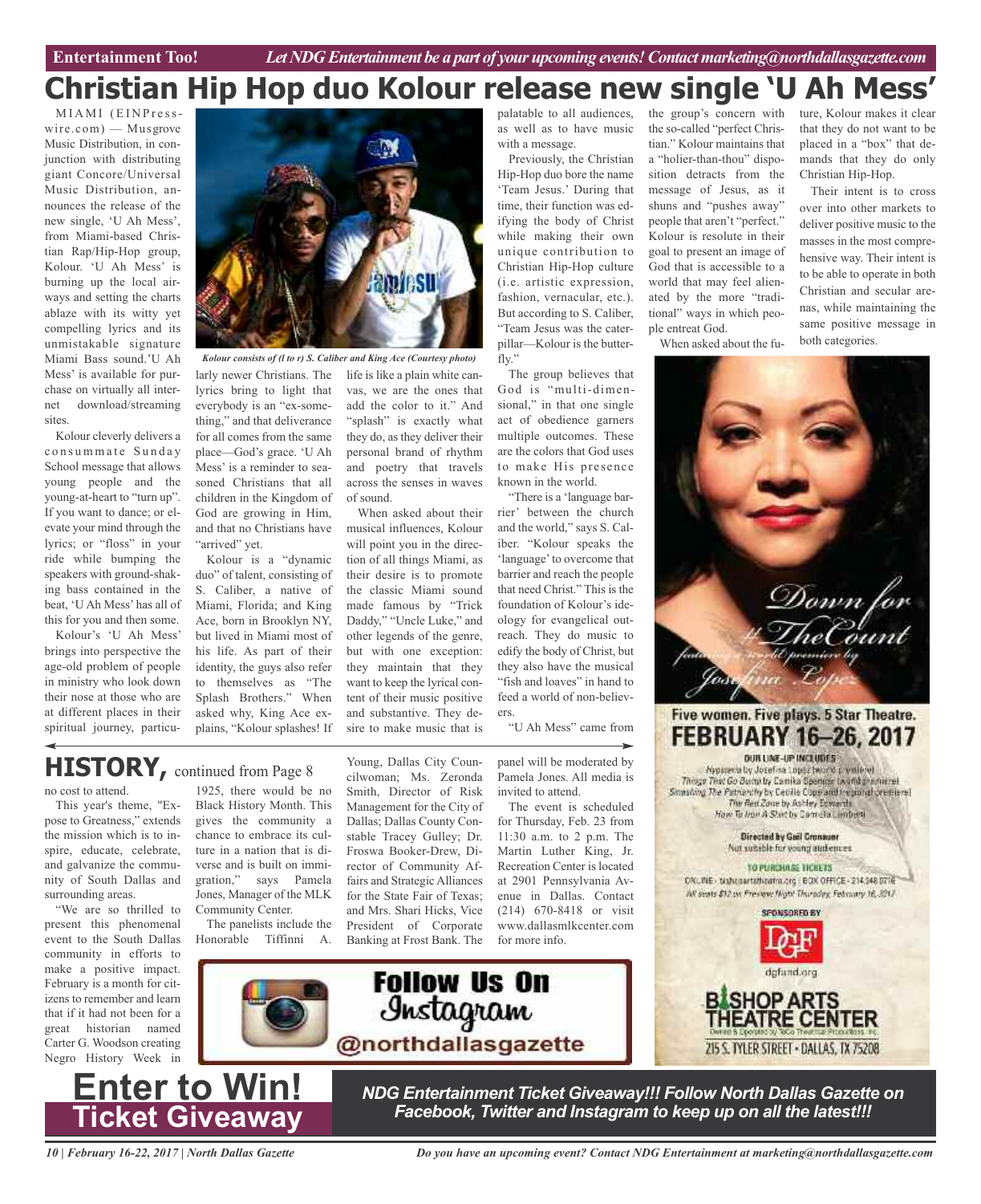# Christian Hip Hop duo Kolour release new single 'U Ah Mess'

MIAMI (EINPresswire.com) — Musgrove Music Distribution, in conjunction with distributing giant Concore/Universal Music Distribution, announces the release of the new single, 'U Ah Mess', from Miami-based Christian Rap/Hip-Hop group, Kolour. 'U Ah Mess' is burning up the local airways and setting the charts ablaze with its witty yet compelling lyrics and its unmistakable signature Miami Bass sound.'U Ah Mess' is available for purchase on virtually all internet download/streaming sites.

*Kolour consists of (l to r) S. Caliber and King Ace (Courtesy photo)*

Kolour cleverly delivers a consummate Sunday School message that allows young people and the young-at-heart to "turn up". If you want to dance; or elevate your mind through the lyrics; or "floss" in your ride while bumping the speakers with ground-shaking bass contained in the beat, 'U Ah Mess' has all of this for you and then some.

Kolour's 'U Ah Mess' brings into perspective the age-old problem of people in ministry who look down their nose at those who are at different places in their spiritual journey, particularly newer Christians. The lyrics bring to light that everybody is an "ex-something," and that deliverance for all comes from the same place—God's grace. 'U Ah Mess' is a reminder to seasoned Christians that all children in the Kingdom of God are growing in Him, and that no Christians have "arrived" yet.

Kolour is a "dynamic duo" of talent, consisting of S. Caliber, a native of Miami, Florida; and King Ace, born in Brooklyn NY, but lived in Miami most of his life. As part of their identity, the guys also refer to themselves as "The Splash Brothers." When asked why, King Ace explains, "Kolour splashes! If life is like a plain white canvas, we are the ones that add the color to it." And "splash" is exactly what they do, as they deliver their personal brand of rhythm and poetry that travels across the senses in waves of sound.

When asked about their musical influences, Kolour will point you in the direction of all things Miami, as their desire is to promote the classic Miami sound made famous by "Trick Daddy," "Uncle Luke," and other legends of the genre, but with one exception: they maintain that they want to keep the lyrical content of their music positive and substantive. They desire to make music that is palatable to all audiences, as well as to have music with a message.

Previously, the Christian Hip-Hop duo bore the name 'Team Jesus.' During that time, their function was edifying the body of Christ while making their own unique contribution to Christian Hip-Hop culture (i.e. artistic expression, fashion, vernacular, etc.). But according to S. Caliber, "Team Jesus was the caterpillar—Kolour is the butterfly."

The group believes that God is "multi-dimensional," in that one single act of obedience garners multiple outcomes. These are the colors that God uses to make His presence known in the world.

"There is a 'language barrier' between the church and the world," says S. Caliber. "Kolour speaks the 'language' to overcome that barrier and reach the people that need Christ." This is the foundation of Kolour's ideology for evangelical outreach. They do music to edify the body of Christ, but they also have the musical "fish and loaves" in hand to feed a world of non-believers.

"U Ah Mess" came from the group's concern with the so-called "perfect Christian." Kolour maintains that a "holier-than-thou" disposition detracts from the message of Jesus, as it shuns and "pushes away" people that aren't "perfect." Kolour is resolute in their goal to present an image of God that is accessible to a world that may feel alienated by the more "traditional" ways in which people entreat God.

When asked about the future, Kolour makes it clear that they do not want to be placed in a "box" that demands that they do only Christian Hip-Hop.

Their intent is to cross over into other markets to deliver positive music to the masses in the most comprehensive way. Their intent is to be able to operate in both Christian and secular arenas, while maintaining the same positive message in both categories.

## HISTORY, continued from Page 8

no cost to attend.

This year's theme, "Expose to Greatness," extends the mission which is to inspire, educate, celebrate, and galvanize the community of South Dallas and surrounding areas.

"We are so thrilled to present this phenomenal event to the South Dallas community in efforts to make a positive impact. February is a month for citizens to remember and learn that if it had not been for a great historian named Carter G. Woodson creating Negro History Week in 1925, there would be no Black History Month. This gives the community a chance to embrace its culture in a nation that is diverse and is built on immigration," says Pamela Jones, Manager of the MLK Community Center.

The panelists include the Honorable Tiffinni A. Young, Dallas City Councilwoman; Ms. Zeronda Smith, Director of Risk Management for the City of Dallas; Dallas County Constable Tracey Gulley; Dr. Froswa Booker-Drew, Director of Community Affairs and Strategic Alliances for the State Fair of Texas; and Mrs. Shari Hicks, Vice President of Corporate Banking at Frost Bank. The panel will be moderated by Pamela Jones. All media is invited to attend.

The event is scheduled for Thursday, Feb. 23 from 11:30 a.m. to 2 p.m. The Martin Luther King, Jr. Recreation Center is located at 2901 Pennsylvania Avenue in Dallas. Contact (214) 670-8418 or visit www.dallasmlkcenter.com for more info.

Follow Us On Instagram @northdallasgazette

Down for #TheCount featuring a world premiere by Josefina Lopez

Five women. Five plays. 5 Star Theatre. FEBRUARY 16–26, 2017

OUR LINE-UP INCLUDES

Hysteria by Josefina Lopez (world premiere)
Things That Go Bump by Camika Spencer (world premiere)
Smashing The Patriarchy by Cecilia Cope and (regional premiere)
The Red Zone by Ashley Edwards
How To Iron A Shirt by Camela Limbert

Directed by Gail Cronauer
Not suitable for young audiences

TO PURCHASE TICKETS
ONLINE: bishopartstheatre.org | BOX OFFICE: 214.948.0716
All seats $12 on Preview Night Thursday, February 16, 2017

SPONSORED BY DGF dgfund.org

BISHOP ARTS THEATRE CENTER
215 S. TYLER STREET • DALLAS, TX 75208

**Enter to Win! Ticket Giveaway**

***NDG Entertainment Ticket Giveaway!!! Follow North Dallas Gazette on Facebook, Twitter and Instagram to keep up on all the latest!!!***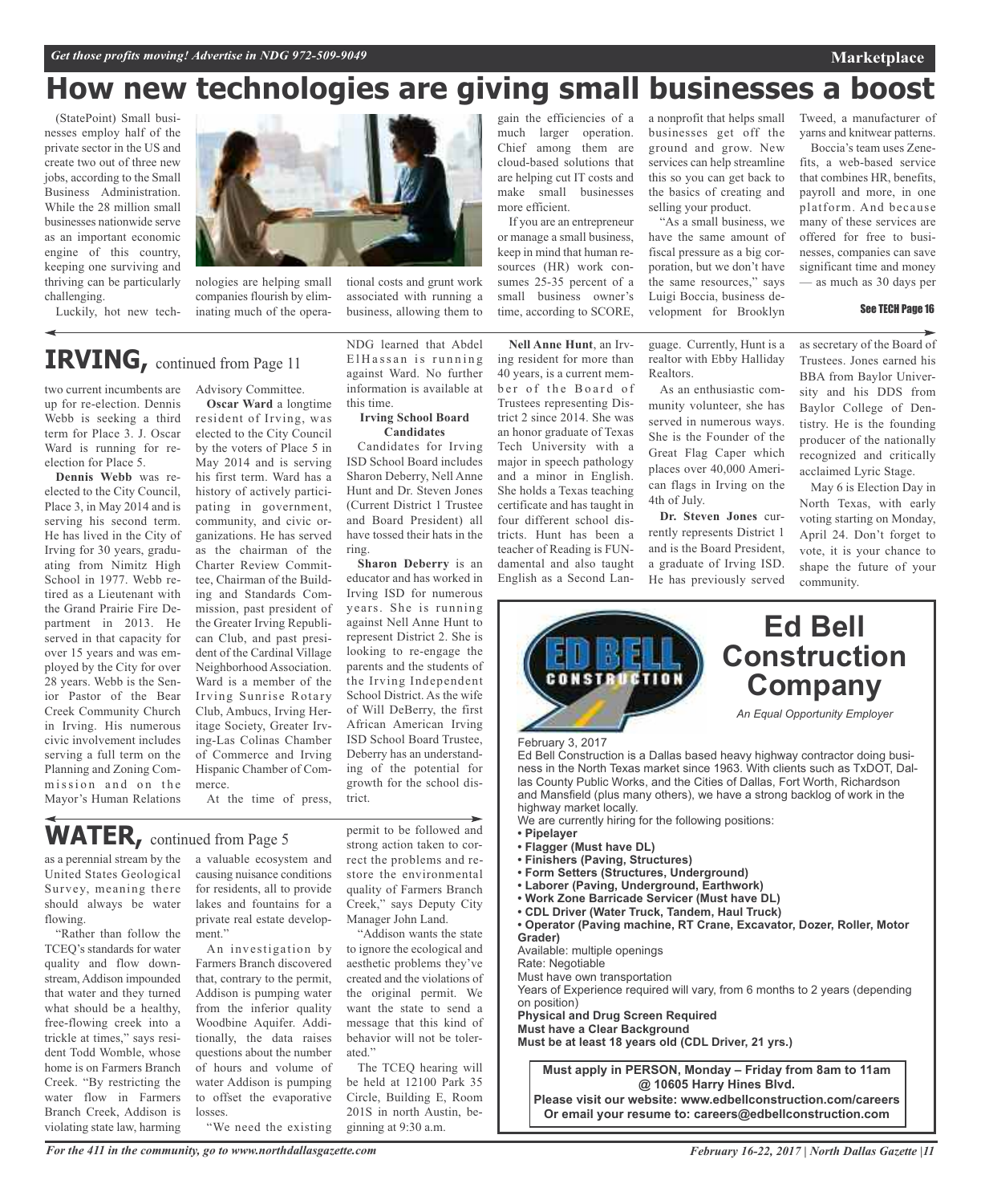# How new technologies are giving small businesses a boost

(StatePoint) Small businesses employ half of the private sector in the US and create two out of three new jobs, according to the Small Business Administration. While the 28 million small businesses nationwide serve as an important economic engine of this country, keeping one surviving and thriving can be particularly challenging.

Luckily, hot new technologies are helping small companies flourish by eliminating much of the operational costs and grunt work associated with running a business, allowing them to gain the efficiencies of a much larger operation. Chief among them are cloud-based solutions that are helping cut IT costs and make small businesses more efficient.

If you are an entrepreneur or manage a small business, keep in mind that human resources (HR) work consumes 25-35 percent of a small business owner's time, according to SCORE, a nonprofit that helps small businesses get off the ground and grow. New services can help streamline this so you can get back to the basics of creating and selling your product.

"As a small business, we have the same amount of fiscal pressure as a big corporation, but we don't have the same resources," says Luigi Boccia, business development for Brooklyn Tweed, a manufacturer of yarns and knitwear patterns.

Boccia's team uses Zenefits, a web-based service that combines HR, benefits, payroll and more, in one platform. And because many of these services are offered for free to businesses, companies can save significant time and money — as much as 30 days per

**See TECH Page 16**

## IRVING, continued from Page 11

two current incumbents are up for re-election. Dennis Webb is seeking a third term for Place 3. J. Oscar Ward is running for re-election for Place 5.

**Dennis Webb** was re-elected to the City Council, Place 3, in May 2014 and is serving his second term. He has lived in the City of Irving for 30 years, graduating from Nimitz High School in 1977. Webb retired as a Lieutenant with the Grand Prairie Fire Department in 2013. He served in that capacity for over 15 years and was employed by the City for over 28 years. Webb is the Senior Pastor of the Bear Creek Community Church in Irving. His numerous civic involvement includes serving a full term on the Planning and Zoning Commission and on the Mayor's Human Relations Advisory Committee.

**Oscar Ward** a longtime resident of Irving, was elected to the City Council by the voters of Place 5 in May 2014 and is serving his first term. Ward has a history of actively participating in government, community, and civic organizations. He has served as the chairman of the Charter Review Committee, Chairman of the Building and Standards Commission, past president of the Greater Irving Republican Club, and past president of the Cardinal Village Neighborhood Association. Ward is a member of the Irving Sunrise Rotary Club, Ambucs, Irving Heritage Society, Greater Irving-Las Colinas Chamber of Commerce and Irving Hispanic Chamber of Commerce.

At the time of press, NDG learned that Abdel ElHassan is running against Ward. No further information is available at this time.

**Irving School Board Candidates**

Candidates for Irving ISD School Board includes Sharon Deberry, Nell Anne Hunt and Dr. Steven Jones (Current District 1 Trustee and Board President) all have tossed their hats in the ring.

**Sharon Deberry** is an educator and has worked in Irving ISD for numerous years. She is running against Nell Anne Hunt to represent District 2. She is looking to re-engage the parents and the students of the Irving Independent School District. As the wife of Will DeBerry, the first African American Irving ISD School Board Trustee, Deberry has an understanding of the potential for growth for the school district.

**Nell Anne Hunt**, an Irving resident for more than 40 years, is a current member of the Board of Trustees representing District 2 since 2014. She was an honor graduate of Texas Tech University with a major in speech pathology and a minor in English. She holds a Texas teaching certificate and has taught in four different school districts. Hunt has been a teacher of Reading is FUNdamental and also taught English as a Second Language. Currently, Hunt is a realtor with Ebby Halliday Realtors.

As an enthusiastic community volunteer, she has served in numerous ways. She is the Founder of the Great Flag Caper which places over 40,000 American flags in Irving on the 4th of July.

**Dr. Steven Jones** currently represents District 1 and is the Board President, a graduate of Irving ISD. He has previously served as secretary of the Board of Trustees. Jones earned his BBA from Baylor University and his DDS from Baylor College of Dentistry. He is the founding producer of the nationally recognized and critically acclaimed Lyric Stage.

May 6 is Election Day in North Texas, with early voting starting on Monday, April 24. Don't forget to vote, it is your chance to shape the future of your community.

## WATER, continued from Page 5

as a perennial stream by the United States Geological Survey, meaning there should always be water flowing.

"Rather than follow the TCEQ's standards for water quality and flow downstream, Addison impounded that water and they turned what should be a healthy, free-flowing creek into a trickle at times," says resident Todd Womble, whose home is on Farmers Branch Creek. "By restricting the water flow in Farmers Branch Creek, Addison is violating state law, harming a valuable ecosystem and causing nuisance conditions for residents, all to provide lakes and fountains for a private real estate development."

An investigation by Farmers Branch discovered that, contrary to the permit, Addison is pumping water from the inferior quality Woodbine Aquifer. Additionally, the data raises questions about the number of hours and volume of water Addison is pumping to offset the evaporative losses.

"We need the existing permit to be followed and strong action taken to correct the problems and restore the environmental quality of Farmers Branch Creek," says Deputy City Manager John Land.

"Addison wants the state to ignore the ecological and aesthetic problems they've created and the violations of the original permit. We want the state to send a message that this kind of behavior will not be tolerated."

The TCEQ hearing will be held at 12100 Park 35 Circle, Building E, Room 201S in north Austin, beginning at 9:30 a.m.

## Ed Bell Construction Company

*An Equal Opportunity Employer*

February 3, 2017

Ed Bell Construction is a Dallas based heavy highway contractor doing business in the North Texas market since 1963. With clients such as TxDOT, Dallas County Public Works, and the Cities of Dallas, Fort Worth, Richardson and Mansfield (plus many others), we have a strong backlog of work in the highway market locally.

We are currently hiring for the following positions:

- **Pipelayer**
- **Flagger (Must have DL)**
- **Finishers (Paving, Structures)**
- **Form Setters (Structures, Underground)**
- **Laborer (Paving, Underground, Earthwork)**
- **Work Zone Barricade Servicer (Must have DL)**
- **CDL Driver (Water Truck, Tandem, Haul Truck)**
- **Operator (Paving machine, RT Crane, Excavator, Dozer, Roller, Motor Grader)**

Available: multiple openings

Rate: Negotiable

Must have own transportation

Years of Experience required will vary, from 6 months to 2 years (depending on position)

**Physical and Drug Screen Required**

**Must have a Clear Background**

**Must be at least 18 years old (CDL Driver, 21 yrs.)**

**Must apply in PERSON, Monday – Friday from 8am to 11am @ 10605 Harry Hines Blvd.**

**Please visit our website: www.edbellconstruction.com/careers**

**Or email your resume to: careers@edbellconstruction.com**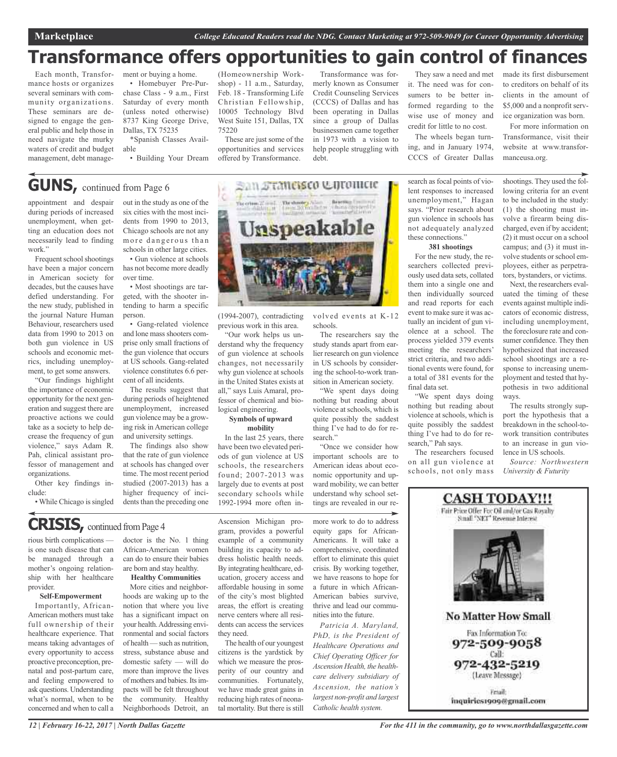# Transformance offers opportunities to gain control of finances

Each month, Transformance hosts or organizes several seminars with community organizations. These seminars are designed to engage the general public and help those in need navigate the murky waters of credit and budget management, debt management or buying a home.

- Homebuyer Pre-Purchase Class - 9 a.m., First Saturday of every month (unless noted otherwise) 8737 King George Drive, Dallas, TX 75235

*Spanish Classes Available

- Building Your Dream (Homeownership Workshop) - 11 a.m., Saturday, Feb. 18 - Transforming Life Christian Fellowship, 10005 Technology Blvd West Suite 151, Dallas, TX 75220

These are just some of the opportunities and services offered by Transformance.

Transformance was formerly known as Consumer Credit Counseling Services (CCCS) of Dallas and has been operating in Dallas since a group of Dallas businessmen came together in 1973 with a vision to help people struggling with debt.

They saw a need and met it. The need was for consumers to be better informed regarding to the wise use of money and credit for little to no cost.

The wheels began turning, and in January 1974, CCCS of Greater Dallas made its first disbursement to creditors on behalf of its clients in the amount of $5,000 and a nonprofit service organization was born.

For more information on Transformance, visit their website at www.transformanceusa.org.

## GUNS, continued from Page 6

appointment and despair during periods of increased unemployment, when getting an education does not necessarily lead to finding work."

Frequent school shootings have been a major concern in American society for decades, but the causes have defied understanding. For the new study, published in the journal Nature Human Behaviour, researchers used data from 1990 to 2013 on both gun violence in US schools and economic metrics, including unemployment, to get some answers.

"Our findings highlight the importance of economic opportunity for the next generation and suggest there are proactive actions we could take as a society to help decrease the frequency of gun violence," says Adam R. Pah, clinical assistant professor of management and organizations.

Other key findings include:

- While Chicago is singled out in the study as one of the six cities with the most incidents from 1990 to 2013, Chicago schools are not any more dangerous than schools in other large cities.
- Gun violence at schools has not become more deadly over time.
- Most shootings are targeted, with the shooter intending to harm a specific person.
- Gang-related violence and lone mass shooters comprise only small fractions of the gun violence that occurs at US schools. Gang-related violence constitutes 6.6 percent of all incidents.

The results suggest that during periods of heightened unemployment, increased gun violence may be a growing risk in American college and university settings.

The findings also show that the rate of gun violence at schools has changed over time. The most recent period studied (2007-2013) has a higher frequency of incidents than the preceding one (1994-2007), contradicting previous work in this area.

"Our work helps us understand why the frequency of gun violence at schools changes, not necessarily why gun violence at schools in the United States exists at all," says Luis Amaral, professor of chemical and biological engineering.

### Symbols of upward mobility

In the last 25 years, there have been two elevated periods of gun violence at US schools, the researchers found; 2007-2013 was largely due to events at post secondary schools while 1992-1994 more often involved events at K-12 schools.

The researchers say the study stands apart from earlier research on gun violence in US schools by considering the school-to-work transition in American society.

"We spent days doing nothing but reading about violence at schools, which is quite possibly the saddest thing I've had to do for research."

"Once we consider how important schools are to American ideas about economic opportunity and upward mobility, we can better understand why school settings are revealed in our research as focal points of violent responses to increased unemployment," Hagan says. "Prior research about gun violence in schools has not adequately analyzed these connections."

### 381 shootings

For the new study, the researchers collected previously used data sets, collated them into a single one and then individually sourced and read reports for each event to make sure it was actually an incident of gun violence at a school. The process yielded 379 events meeting the researchers' strict criteria, and two additional events were found, for a total of 381 events for the final data set.

"We spent days doing nothing but reading about violence at schools, which is quite possibly the saddest thing I've had to do for research," Pah says.

The researchers focused on all gun violence at schools, not only mass shootings. They used the following criteria for an event to be included in the study: (1) the shooting must involve a firearm being discharged, even if by accident; (2) it must occur on a school campus; and (3) it must involve students or school employees, either as perpetrators, bystanders, or victims.

Next, the researchers evaluated the timing of these events against multiple indicators of economic distress, including unemployment, the foreclosure rate and consumer confidence. They then hypothesized that increased school shootings are a response to increasing unemployment and tested that hypothesis in two additional ways.

The results strongly support the hypothesis that a breakdown in the school-to-work transition contributes to an increase in gun violence in US schools.

*Source: Northwestern University & Futurity*

## CRISIS, continued from Page 4

rious birth complications — is one such disease that can be managed through a mother's ongoing relationship with her healthcare provider.

### Self-Empowerment

Importantly, African-American mothers must take full ownership of their healthcare experience. That means taking advantages of every opportunity to access proactive preconception, prenatal and post-partum care, and feeling empowered to ask questions. Understanding what's normal, when to be concerned and when to call a doctor is the No. 1 thing African-American women can do to ensure their babies are born and stay healthy.

### Healthy Communities

More cities and neighborhoods are waking up to the notion that where you live has a significant impact on your health. Addressing environmental and social factors of health — such as nutrition, stress, substance abuse and domestic safety — will do more than improve the lives of mothers and babies. Its impacts will be felt throughout the community. Healthy Neighborhoods Detroit, an Ascension Michigan program, provides a powerful example of a community building its capacity to address holistic health needs. By integrating healthcare, education, grocery access and affordable housing in some of the city's most blighted areas, the effort is creating nerve centers where all residents can access the services they need.

The health of our youngest citizens is the yardstick by which we measure the prosperity of our country and communities. Fortunately, we have made great gains in reducing high rates of neonatal mortality. But there is still more work to do to address equity gaps for African-Americans. It will take a comprehensive, coordinated effort to eliminate this quiet crisis. By working together, we have reasons to hope for a future in which African-American babies survive, thrive and lead our communities into the future.

*Patricia A. Maryland, PhD, is the President of Healthcare Operations and Chief Operating Officer for Ascension Health, the healthcare delivery subsidiary of Ascension, the nation's largest non-profit and largest Catholic health system.*

**CASH TODAY!!!**

Fair Price Offer For Oil and/or Gas Royalty
Small "NET" Revenue Interest

**No Matter How Small**

Fax Information To:
972-509-9058
Call:
972-432-5219
(Leave Message)

Email:
inquiries1909@gmail.com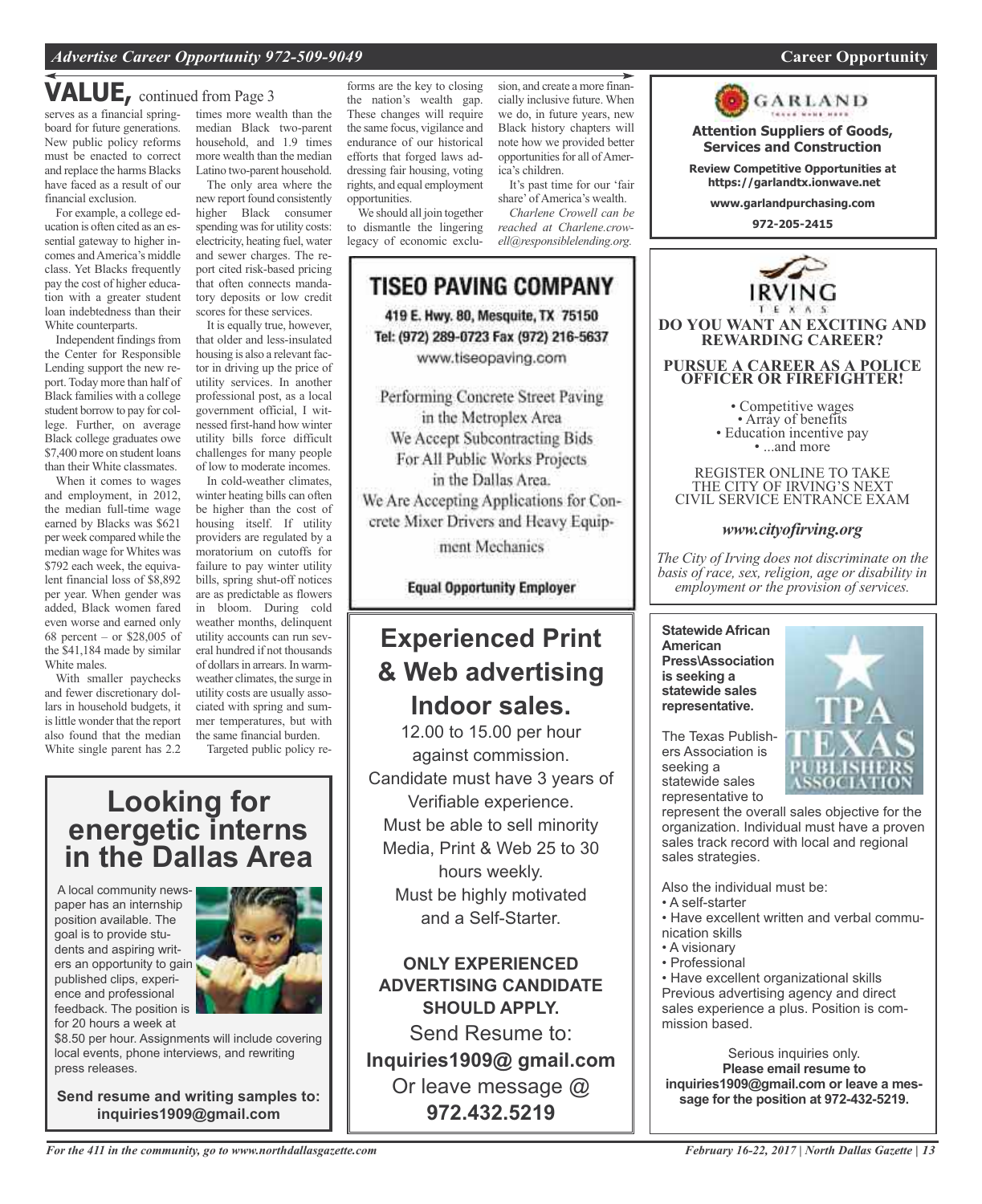## VALUE, continued from Page 3

serves as a financial springboard for future generations. New public policy reforms must be enacted to correct and replace the harms Blacks have faced as a result of our financial exclusion.

For example, a college education is often cited as an essential gateway to higher incomes and America's middle class. Yet Blacks frequently pay the cost of higher education with a greater student loan indebtedness than their White counterparts.

Independent findings from the Center for Responsible Lending support the new report. Today more than half of Black families with a college student borrow to pay for college. Further, on average Black college graduates owe $7,400 more on student loans than their White classmates.

When it comes to wages and employment, in 2012, the median full-time wage earned by Blacks was $621 per week compared while the median wage for Whites was $792 each week, the equivalent financial loss of $8,892 per year. When gender was added, Black women fared even worse and earned only 68 percent – or $28,005 of the $41,184 made by similar White males.

With smaller paychecks and fewer discretionary dollars in household budgets, it is little wonder that the report also found that the median White single parent has 2.2 times more wealth than the median Black two-parent household, and 1.9 times more wealth than the median Latino two-parent household.

The only area where the new report found consistently higher Black consumer spending was for utility costs: electricity, heating fuel, water and sewer charges. The report cited risk-based pricing that often connects mandatory deposits or low credit scores for these services.

It is equally true, however, that older and less-insulated housing is also a relevant factor in driving up the price of utility services. In another professional post, as a local government official, I witnessed first-hand how winter utility bills force difficult challenges for many people of low to moderate incomes.

In cold-weather climates, winter heating bills can often be higher than the cost of housing itself. If utility providers are regulated by a moratorium on cutoffs for failure to pay winter utility bills, spring shut-off notices are as predictable as flowers in bloom. During cold weather months, delinquent utility accounts can run several hundred if not thousands of dollars in arrears. In warm-weather climates, the surge in utility costs are usually associated with spring and summer temperatures, but with the same financial burden.

Targeted public policy reforms are the key to closing the nation's wealth gap. These changes will require the same focus, vigilance and endurance of our historical efforts that forged laws addressing fair housing, voting rights, and equal employment opportunities.

We should all join together to dismantle the lingering legacy of economic exclusion, and create a more financially inclusive future. When we do, in future years, new Black history chapters will note how we provided better opportunities for all of America's children.

It's past time for our 'fair share' of America's wealth.

*Charlene Crowell can be reached at Charlene.crowell@responsiblelending.org.*

---

## TISEO PAVING COMPANY

419 E. Hwy. 80, Mesquite, TX 75150
Tel: (972) 289-0723 Fax (972) 216-5637
www.tiseopaving.com

Performing Concrete Street Paving in the Metroplex Area
We Accept Subcontracting Bids For All Public Works Projects in the Dallas Area.
We Are Accepting Applications for Concrete Mixer Drivers and Heavy Equipment Mechanics

**Equal Opportunity Employer**

---

## Looking for energetic interns in the Dallas Area

A local community newspaper has an internship position available. The goal is to provide students and aspiring writers an opportunity to gain published clips, experience and professional feedback. The position is for 20 hours a week at $8.50 per hour. Assignments will include covering local events, phone interviews, and rewriting press releases.

**Send resume and writing samples to: inquiries1909@gmail.com**

---

## Experienced Print & Web advertising Indoor sales.

12.00 to 15.00 per hour against commission.
Candidate must have 3 years of Verifiable experience.
Must be able to sell minority Media, Print & Web 25 to 30 hours weekly.
Must be highly motivated and a Self-Starter.

**ONLY EXPERIENCED ADVERTISING CANDIDATE SHOULD APPLY.**

Send Resume to:
**Inquiries1909@ gmail.com**
Or leave message @
**972.432.5219**

---

### GARLAND

**Attention Suppliers of Goods, Services and Construction**

**Review Competitive Opportunities at https://garlandtx.ionwave.net**

**www.garlandpurchasing.com**

**972-205-2415**

---

### IRVING TEXAS

**DO YOU WANT AN EXCITING AND REWARDING CAREER?**

**PURSUE A CAREER AS A POLICE OFFICER OR FIREFIGHTER!**

- Competitive wages
- Array of benefits
- Education incentive pay
- ...and more

REGISTER ONLINE TO TAKE THE CITY OF IRVING'S NEXT CIVIL SERVICE ENTRANCE EXAM

*www.cityofirving.org*

*The City of Irving does not discriminate on the basis of race, sex, religion, age or disability in employment or the provision of services.*

---

**Statewide African American Press\Association is seeking a statewide sales representative.**

TPA TEXAS PUBLISHERS ASSOCIATION

The Texas Publishers Association is seeking a statewide sales representative to represent the overall sales objective for the organization. Individual must have a proven sales track record with local and regional sales strategies.

Also the individual must be:
- A self-starter
- Have excellent written and verbal communication skills
- A visionary
- Professional
- Have excellent organizational skills

Previous advertising agency and direct sales experience a plus. Position is commission based.

Serious inquiries only.
**Please email resume to inquiries1909@gmail.com or leave a message for the position at 972-432-5219.**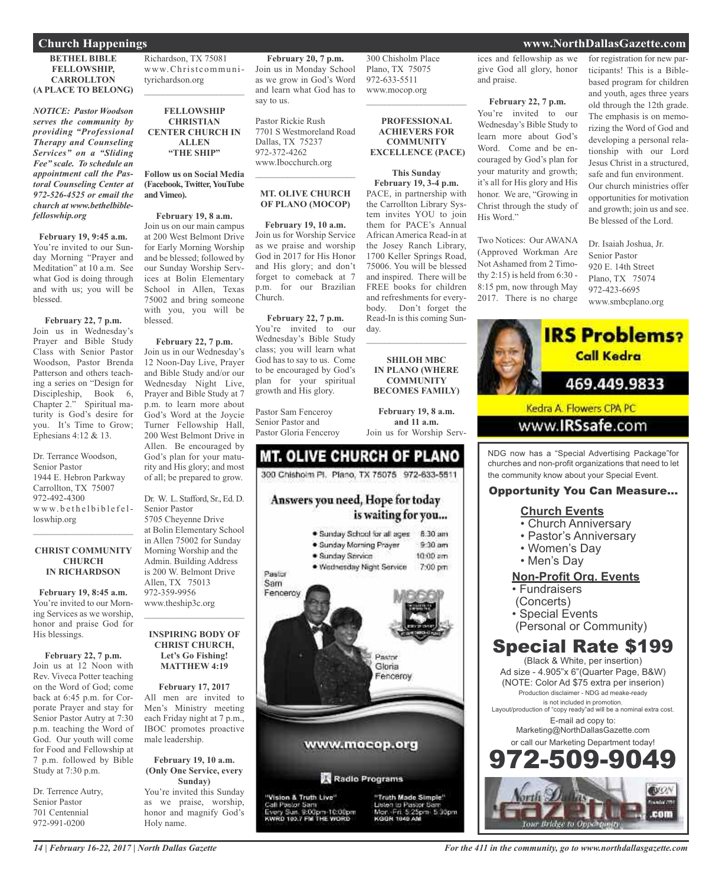## Church Happenings

### BETHEL BIBLE FELLOWSHIP, CARROLLTON (A PLACE TO BELONG)

***NOTICE: Pastor Woodson serves the community by providing "Professional Therapy and Counseling Services" on a "Sliding Fee" scale. To schedule an appointment call the Pastoral Counseling Center at 972-526-4525 or email the church at www.bethelbiblefelloswhip.org***

**February 19, 9:45 a.m.**
You're invited to our Sunday Morning "Prayer and Meditation" at 10 a.m. See what God is doing through and with us; you will be blessed.

**February 22, 7 p.m.**
Join us in Wednesday's Prayer and Bible Study Class with Senior Pastor Woodson, Pastor Brenda Patterson and others teaching a series on "Design for Discipleship, Book 6, Chapter 2." Spiritual maturity is God's desire for you. It's Time to Grow; Ephesians 4:12 & 13.

Dr. Terrance Woodson,
Senior Pastor
1944 E. Hebron Parkway
Carrollton, TX 75007
972-492-4300
www.bethelbiblefelloswhip.org

---

### CHRIST COMMUNITY CHURCH IN RICHARDSON

**February 19, 8:45 a.m.**
You're invited to our Morning Services as we worship, honor and praise God for His blessings.

**February 22, 7 p.m.**
Join us at 12 Noon with Rev. Viveca Potter teaching on the Word of God; come back at 6:45 p.m. for Corporate Prayer and stay for Senior Pastor Autry at 7:30 p.m. teaching the Word of God. Our youth will come for Food and Fellowship at 7 p.m. followed by Bible Study at 7:30 p.m.

Dr. Terrence Autry,
Senior Pastor
701 Centennial
972-991-0200
Richardson, TX 75081
www.Christcommunityrichardson.org

---

### FELLOWSHIP CHRISTIAN CENTER CHURCH IN ALLEN "THE SHIP"

**Follow us on Social Media (Facebook, Twitter, YouTube and Vimeo).**

**February 19, 8 a.m.**
Join us on our main campus at 200 West Belmont Drive for Early Morning Worship and be blessed; followed by our Sunday Worship Services at Bolin Elementary School in Allen, Texas 75002 and bring someone with you, you will be blessed.

**February 22, 7 p.m.**
Join us in our Wednesday's 12 Noon-Day Live, Prayer and Bible Study and/or our Wednesday Night Live, Prayer and Bible Study at 7 p.m. to learn more about God's Word at the Joycie Turner Fellowship Hall, 200 West Belmont Drive in Allen. Be encouraged by God's plan for your maturity and His glory; and most of all; be prepared to grow.

Dr. W. L. Stafford, Sr., Ed. D.
Senior Pastor
5705 Cheyenne Drive
at Bolin Elementary School in Allen 75002 for Sunday Morning Worship and the Admin. Building Address is 200 W. Belmont Drive
Allen, TX 75013
972-359-9956
www.theship3c.org

---

### INSPIRING BODY OF CHRIST CHURCH, Let's Go Fishing! MATTHEW 4:19

**February 17, 2017**
All men are invited to Men's Ministry meeting each Friday night at 7 p.m., IBOC promotes proactive male leadership.

**February 19, 10 a.m. (Only One Service, every Sunday)**
You're invited this Sunday as we praise, worship, honor and magnify God's Holy name.

**February 20, 7 p.m.**
Join us in Monday School as we grow in God's Word and learn what God has to say to us.

Pastor Rickie Rush
7701 S Westmoreland Road
Dallas, TX 75237
972-372-4262
www.Ibocchurch.org

---

### MT. OLIVE CHURCH OF PLANO (MOCOP)

**February 19, 10 a.m.**
Join us for Worship Service as we praise and worship God in 2017 for His Honor and His glory; and don't forget to comeback at 7 p.m. for our Brazilian Church.

**February 22, 7 p.m.**
You're invited to our Wednesday's Bible Study class; you will learn what God has to say to us. Come to be encouraged by God's plan for your spiritual growth and His glory.

Pastor Sam Fenceroy
Senior Pastor and
Pastor Gloria Fenceroy
300 Chisholm Place
Plano, TX 75075
972-633-5511
www.mocop.org

---

### PROFESSIONAL ACHIEVERS FOR COMMUNITY EXCELLENCE (PACE)

**This Sunday**
**February 19, 3-4 p.m.**
PACE, in partnership with the Carrollton Library System invites YOU to join them for PACE's Annual African America Read-in at the Josey Ranch Library, 1700 Keller Springs Road, 75006. You will be blessed and inspired. There will be FREE books for children and refreshments for everybody. Don't forget the Read-In is this coming Sunday.

---

### SHILOH MBC IN PLANO (WHERE COMMUNITY BECOMES FAMILY)

**February 19, 8 a.m. and 11 a.m.**
Join us for Worship Services and fellowship as we give God all glory, honor and praise.

**February 22, 7 p.m.**
You're invited to our Wednesday's Bible Study to learn more about God's Word. Come and be encouraged by God's plan for your maturity and growth; it's all for His glory and His honor. We are, "Growing in Christ through the study of His Word."

Two Notices: Our AWANA (Approved Workman Are Not Ashamed from 2 Timothy 2:15) is held from 6:30 - 8:15 pm, now through May 2017. There is no charge for registration for new participants! This is a Bible-based program for children and youth, ages three years old through the 12th grade. The emphasis is on memorizing the Word of God and developing a personal relationship with our Lord Jesus Christ in a structured, safe and fun environment. Our church ministries offer opportunities for motivation and growth; join us and see. Be blessed of the Lord.

Dr. Isaiah Joshua, Jr.
Senior Pastor
920 E. 14th Street
Plano, TX 75074
972-423-6695
www.smbcplano.org

---

**MT. OLIVE CHURCH OF PLANO**
300 Chisholm Pl. Plano, TX 75075 972-633-5511

Answers you need, Hope for today is waiting for you...

- Sunday School for all ages 8:30 am
- Sunday Morning Prayer 9:30 am
- Sunday Service 10:00 am
- Wednesday Night Service 7:00 pm

Pastor Sam Fenceroy
Pastor Gloria Fenceroy

www.mocop.org

Radio Programs
"Vision & Truth Live" Call Pastor Sam Every Sun. 9:00pm-10:00pm KWRD 100.7 FM THE WORD
"Truth Made Simple" Listen to Pastor Sam Mon.-Fri. 5:25pm-5:30pm KGGR 1040 AM

---

**IRS Problems? Call Kedra**
469.449.9833
Kedra A. Flowers CPA PC
www.IRSsafe.com

---

NDG now has a "Special Advertising Package"for churches and non-profit organizations that need to let the community know about your Special Event.

**Opportunity You Can Measure...**

**Church Events**
- Church Anniversary
- Pastor's Anniversary
- Women's Day
- Men's Day

**Non-Profit Org. Events**
- Fundraisers (Concerts)
- Special Events (Personal or Community)

**Special Rate $199**
(Black & White, per insertion)
Ad size - 4.905"x 6"(Quarter Page, B&W)
(NOTE: Color Ad $75 extra per inserion)
Production disclaimer - NDG ad meake-ready is not included in promotion.
Layout/production of "copy ready"ad will be a nominal extra cost.
E-mail ad copy to:
Marketing@NorthDallasGazette.com
or call our Marketing Department today!
**972-509-9049**

North Dallas Gazette .com — Your Bridge to Opportunity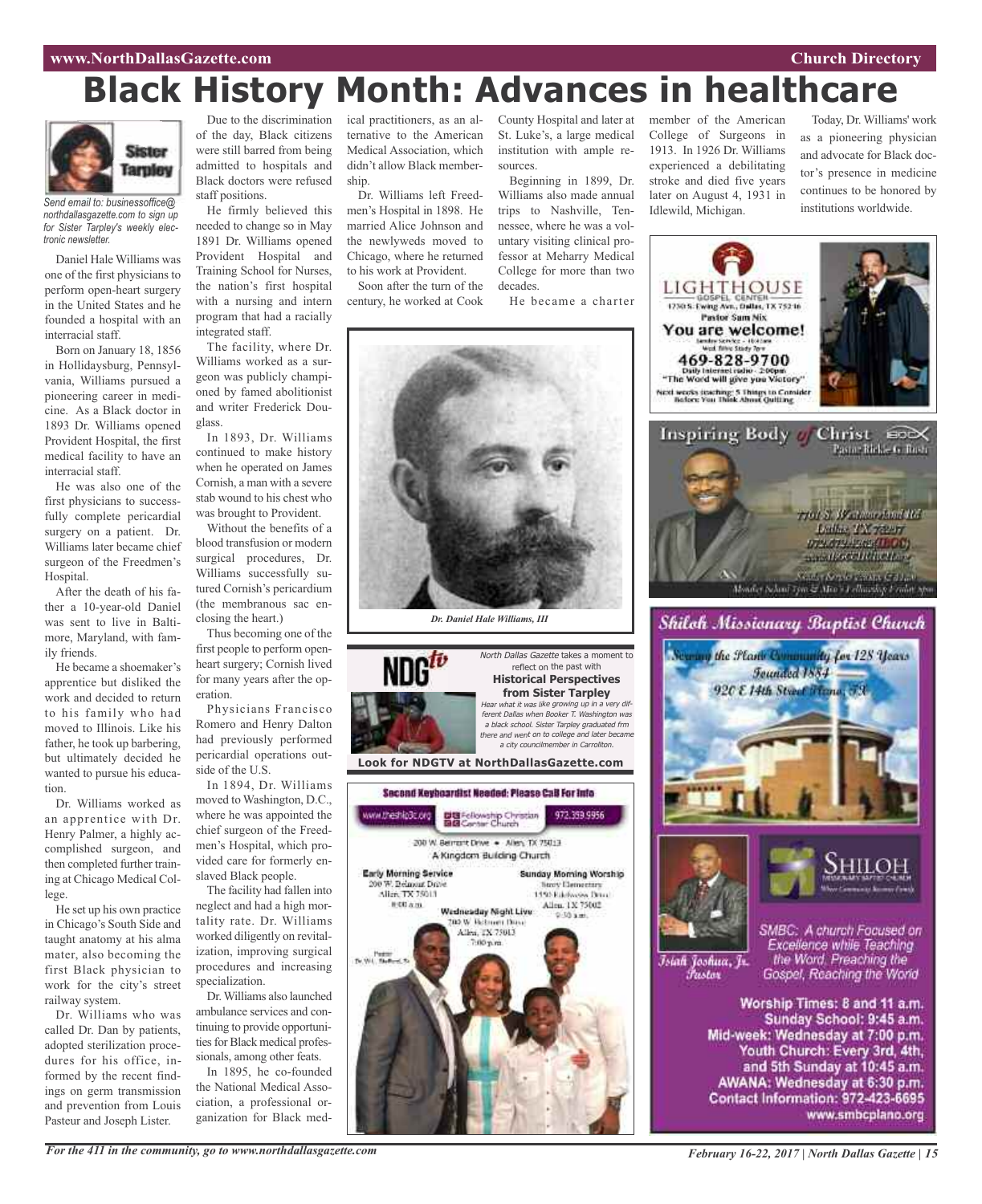# Black History Month: Advances in healthcare

**Sister Tarpley**

*Send email to: businessoffice@northdallasgazette.com to sign up for Sister Tarpley's weekly electronic newsletter.*

Daniel Hale Williams was one of the first physicians to perform open-heart surgery in the United States and he founded a hospital with an interracial staff.

Born on January 18, 1856 in Hollidaysburg, Pennsylvania, Williams pursued a pioneering career in medicine. As a Black doctor in 1893 Dr. Williams opened Provident Hospital, the first medical facility to have an interracial staff.

He was also one of the first physicians to successfully complete pericardial surgery on a patient. Dr. Williams later became chief surgeon of the Freedmen's Hospital.

After the death of his father a 10-year-old Daniel was sent to live in Baltimore, Maryland, with family friends.

He became a shoemaker's apprentice but disliked the work and decided to return to his family who had moved to Illinois. Like his father, he took up barbering, but ultimately decided he wanted to pursue his education.

Dr. Williams worked as an apprentice with Dr. Henry Palmer, a highly accomplished surgeon, and then completed further training at Chicago Medical College.

He set up his own practice in Chicago's South Side and taught anatomy at his alma mater, also becoming the first Black physician to work for the city's street railway system.

Dr. Williams who was called Dr. Dan by patients, adopted sterilization procedures for his office, informed by the recent findings on germ transmission and prevention from Louis Pasteur and Joseph Lister.

Due to the discrimination of the day, Black citizens were still barred from being admitted to hospitals and Black doctors were refused staff positions.

He firmly believed this needed to change so in May 1891 Dr. Williams opened Provident Hospital and Training School for Nurses, the nation's first hospital with a nursing and intern program that had a racially integrated staff.

The facility, where Dr. Williams worked as a surgeon was publicly championed by famed abolitionist and writer Frederick Douglass.

In 1893, Dr. Williams continued to make history when he operated on James Cornish, a man with a severe stab wound to his chest who was brought to Provident.

Without the benefits of a blood transfusion or modern surgical procedures, Dr. Williams successfully sutured Cornish's pericardium (the membranous sac enclosing the heart.)

Thus becoming one of the first people to perform open-heart surgery; Cornish lived for many years after the operation.

Physicians Francisco Romero and Henry Dalton had previously performed pericardial operations outside of the U.S.

In 1894, Dr. Williams moved to Washington, D.C., where he was appointed the chief surgeon of the Freedmen's Hospital, which provided care for formerly enslaved Black people.

The facility had fallen into neglect and had a high mortality rate. Dr. Williams worked diligently on revitalization, improving surgical procedures and increasing specialization.

Dr. Williams also launched ambulance services and continuing to provide opportunities for Black medical professionals, among other feats.

In 1895, he co-founded the National Medical Association, a professional organization for Black medical practitioners, as an alternative to the American Medical Association, which didn't allow Black membership.

Dr. Williams left Freedmen's Hospital in 1898. He married Alice Johnson and the newlyweds moved to Chicago, where he returned to his work at Provident.

Soon after the turn of the century, he worked at Cook County Hospital and later at St. Luke's, a large medical institution with ample resources.

Beginning in 1899, Dr. Williams also made annual trips to Nashville, Tennessee, where he was a voluntary visiting clinical professor at Meharry Medical College for more than two decades.

He became a charter member of the American College of Surgeons in 1913. In 1926 Dr. Williams experienced a debilitating stroke and died five years later on August 4, 1931 in Idlewild, Michigan.

Today, Dr. Williams' work as a pioneering physician and advocate for Black doctor's presence in medicine continues to be honored by institutions worldwide.

*Dr. Daniel Hale Williams, III*

**NDG tv**

*North Dallas Gazette* takes a moment to reflect on the past with

**Historical Perspectives from Sister Tarpley**

*Hear what it was like growing up in a very different Dallas when Booker T. Washington was a black school. Sister Tarpley graduated frm there and went on to college and later became a city councilmember in Carrollton.*

**Look for NDGTV at NorthDallasGazette.com**

**LIGHTHOUSE GOSPEL CENTER**
1730 S. Ewing Ave., Dallas, TX 75216
Pastor Sam Nix
**You are welcome!**
Sunday Service – 10:45am
Wed. Bible Study 7pm
**469-828-9700**
Daily Internet radio - 2:00pm
"The Word will give you Victory"
Next weeks teaching: 5 Things to Consider Before You Think About Quitting

**Inspiring Body of Christ** IBOC
Pastor Rickie G. Rush
7701 S. Westmoreland Rd
Dallas, TX 75237
972.372.4262 (IBOC)
www.IBOCCHURCH.org
Sunday Service Times 7 & 11 am
Monday School 7pm & Men's Fellowship Friday 7pm

**Second Keyboardist Needed: Please Call For Info**

www.theship3c.org | Fellowship Christian Center Church | 972.359.9956

200 W. Belmont Drive • Allen, TX 75013
A Kingdom Building Church

Early Morning Service
200 W. Belmont Drive
Allen, TX 75013
8:00 a.m.

Sunday Morning Worship
Story Elementary
1550 Edelweiss Drive
Allen, TX 75002
9:30 a.m.

Wednesday Night Live
200 W. Belmont Drive
Allen, TX 75013
7:00 p.m.

Pastor
Dr. W.L. Stafford, Sr.

**Shiloh Missionary Baptist Church**
Serving the Plano Community for 128 Years
Founded 1884
920 E 14th Street Plano, TX

**SHILOH** MISSIONARY BAPTIST CHURCH

Isiah Joshua, Jr.
Pastor

SMBC: A church Focused on Excellence while Teaching the Word. Preaching the Gospel, Reaching the World

Worship Times: 8 and 11 a.m.
Sunday School: 9:45 a.m.
Mid-week: Wednesday at 7:00 p.m.
Youth Church: Every 3rd, 4th, and 5th Sunday at 10:45 a.m.
AWANA: Wednesday at 6:30 p.m.
Contact Information: 972-423-6695
www.smbcplano.org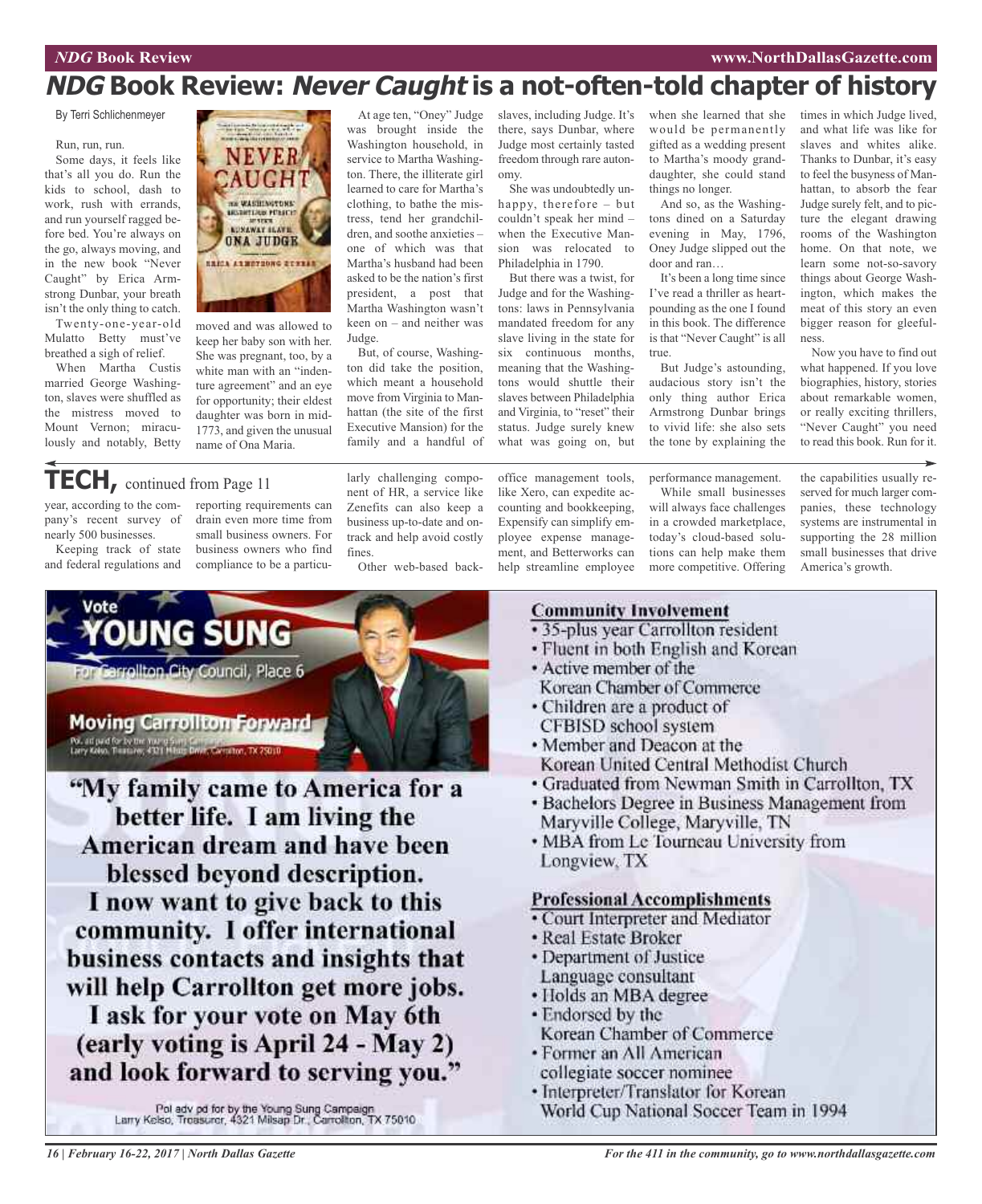# *NDG* Book Review: *Never Caught* is a not-often-told chapter of history

By Terri Schlichenmeyer

Run, run, run.

Some days, it feels like that's all you do. Run the kids to school, dash to work, rush with errands, and run yourself ragged before bed. You're always on the go, always moving, and in the new book "Never Caught" by Erica Armstrong Dunbar, your breath isn't the only thing to catch.

Twenty-one-year-old Mulatto Betty must've breathed a sigh of relief.

When Martha Custis married George Washington, slaves were shuffled as the mistress moved to Mount Vernon; miraculously and notably, Betty moved and was allowed to keep her baby son with her. She was pregnant, too, by a white man with an "indenture agreement" and an eye for opportunity; their eldest daughter was born in mid-1773, and given the unusual name of Ona Maria.

At age ten, "Oney" Judge was brought inside the Washington household, in service to Martha Washington. There, the illiterate girl learned to care for Martha's clothing, to bathe the mistress, tend her grandchildren, and soothe anxieties – one of which was that Martha's husband had been asked to be the nation's first president, a post that Martha Washington wasn't keen on – and neither was Judge.

But, of course, Washington did take the position, which meant a household move from Virginia to Manhattan (the site of the first Executive Mansion) for the family and a handful of slaves, including Judge. It's there, says Dunbar, where Judge most certainly tasted freedom through rare autonomy.

She was undoubtedly unhappy, therefore – but couldn't speak her mind – when the Executive Mansion was relocated to Philadelphia in 1790.

But there was a twist, for Judge and for the Washingtons: laws in Pennsylvania mandated freedom for any slave living in the state for six continuous months, meaning that the Washingtons would shuttle their slaves between Philadelphia and Virginia, to "reset" their status. Judge surely knew what was going on, but when she learned that she would be permanently gifted as a wedding present to Martha's moody granddaughter, she could stand things no longer.

And so, as the Washingtons dined on a Saturday evening in May, 1796, Oney Judge slipped out the door and ran…

It's been a long time since I've read a thriller as heart-pounding as the one I found in this book. The difference is that "Never Caught" is all true.

But Judge's astounding, audacious story isn't the only thing author Erica Armstrong Dunbar brings to vivid life: she also sets the tone by explaining the times in which Judge lived, and what life was like for slaves and whites alike. Thanks to Dunbar, it's easy to feel the busyness of Manhattan, to absorb the fear Judge surely felt, and to picture the elegant drawing rooms of the Washington home. On that note, we learn some not-so-savory things about George Washington, which makes the meat of this story an even bigger reason for gleefulness.

Now you have to find out what happened. If you love biographies, history, stories about remarkable women, or really exciting thrillers, "Never Caught" you need to read this book. Run for it.

## TECH, continued from Page 11

year, according to the company's recent survey of nearly 500 businesses.

Keeping track of state and federal regulations and reporting requirements can drain even more time from small business owners. For business owners who find compliance to be a particularly challenging component of HR, a service like Zenefits can also keep a business up-to-date and on-track and help avoid costly fines.

Other web-based back-office management tools, like Xero, can expedite accounting and bookkeeping, Expensify can simplify employee expense management, and Betterworks can help streamline employee performance management.

While small businesses will always face challenges in a crowded marketplace, today's cloud-based solutions can help make them more competitive. Offering the capabilities usually reserved for much larger companies, these technology systems are instrumental in supporting the 28 million small businesses that drive America's growth.

---

**Vote YOUNG SUNG**

For Carrollton City Council, Place 6

**Moving Carrollton Forward**

**"My family came to America for a better life. I am living the American dream and have been blessed beyond description. I now want to give back to this community. I offer international business contacts and insights that will help Carrollton get more jobs. I ask for your vote on May 6th (early voting is April 24 - May 2) and look forward to serving you."**

Pol adv pd for by the Young Sung Campaign
Larry Kelso, Treasurer, 4321 Milsap Dr., Carrollton, TX 75010

**Community Involvement**

- 35-plus year Carrollton resident
- Fluent in both English and Korean
- Active member of the Korean Chamber of Commerce
- Children are a product of CFBISD school system
- Member and Deacon at the Korean United Central Methodist Church
- Graduated from Newman Smith in Carrollton, TX
- Bachelors Degree in Business Management from Maryville College, Maryville, TN
- MBA from Le Tourneau University from Longview, TX

**Professional Accomplishments**

- Court Interpreter and Mediator
- Real Estate Broker
- Department of Justice Language consultant
- Holds an MBA degree
- Endorsed by the Korean Chamber of Commerce
- Former an All American collegiate soccer nominee
- Interpreter/Translator for Korean World Cup National Soccer Team in 1994